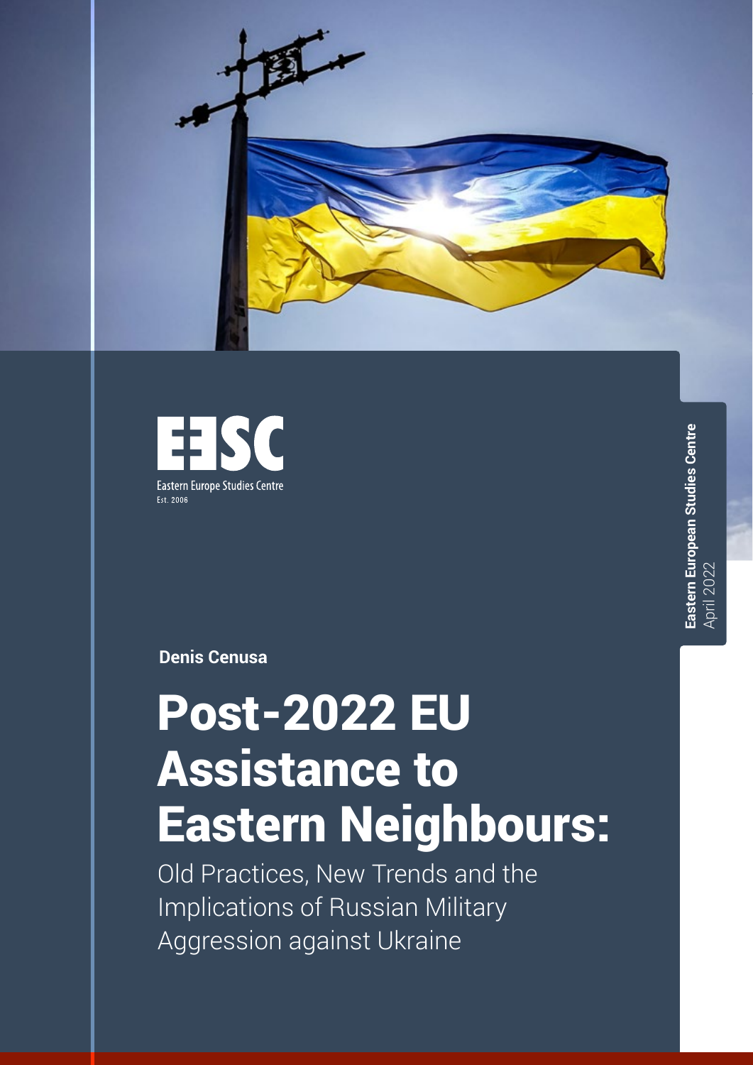EESC

Eastern Europe Studies Centre

Est. 2006

Eastern European Studies Centre
April 2022

**Denis Cenusa**

# Post-2022 EU Assistance to Eastern Neighbours:

## Old Practices, New Trends and the Implications of Russian Military Aggression against Ukraine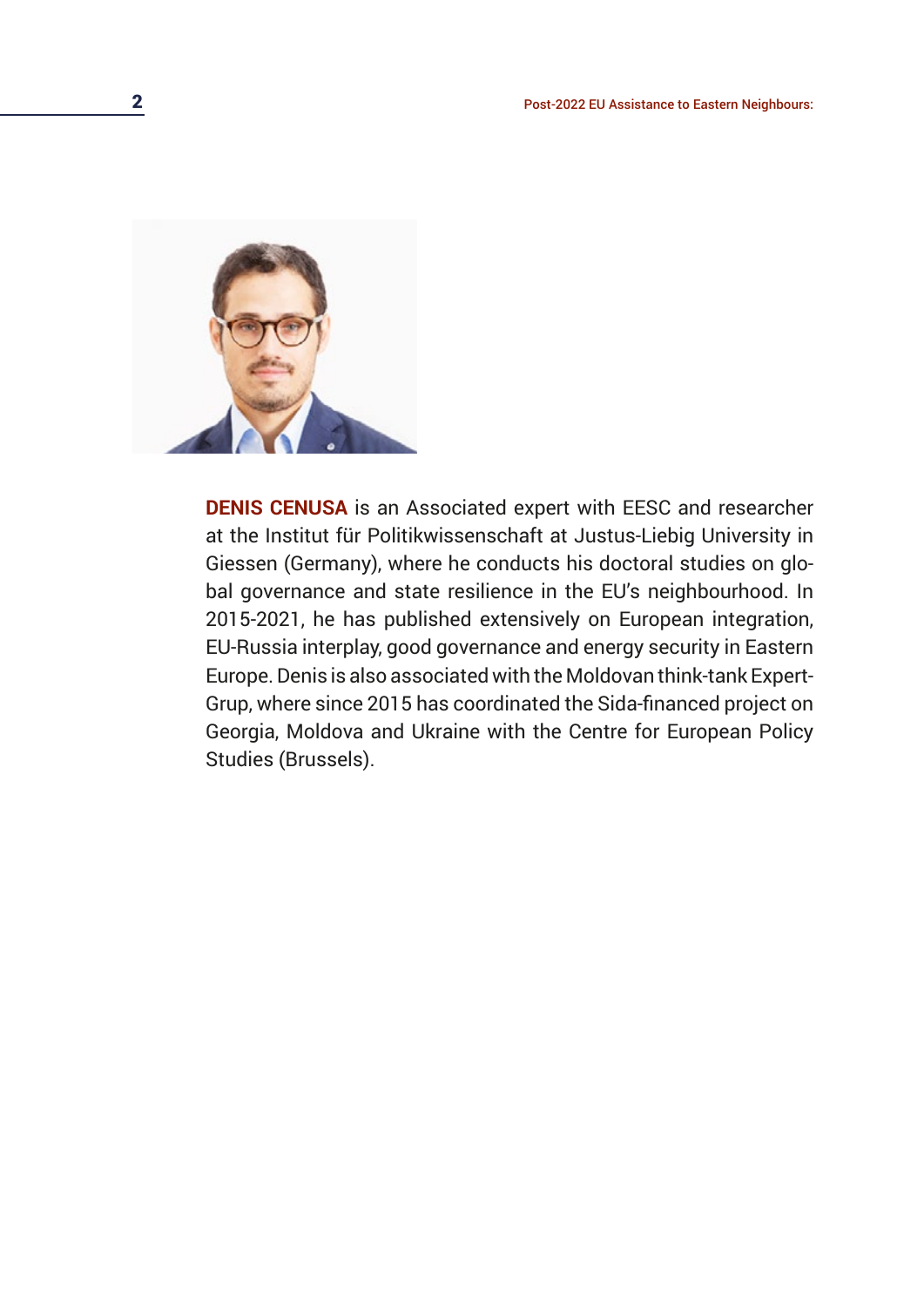**DENIS CENUSA** is an Associated expert with EESC and researcher at the Institut für Politikwissenschaft at Justus-Liebig University in Giessen (Germany), where he conducts his doctoral studies on global governance and state resilience in the EU's neighbourhood. In 2015-2021, he has published extensively on European integration, EU-Russia interplay, good governance and energy security in Eastern Europe. Denis is also associated with the Moldovan think-tank Expert-Grup, where since 2015 has coordinated the Sida-financed project on Georgia, Moldova and Ukraine with the Centre for European Policy Studies (Brussels).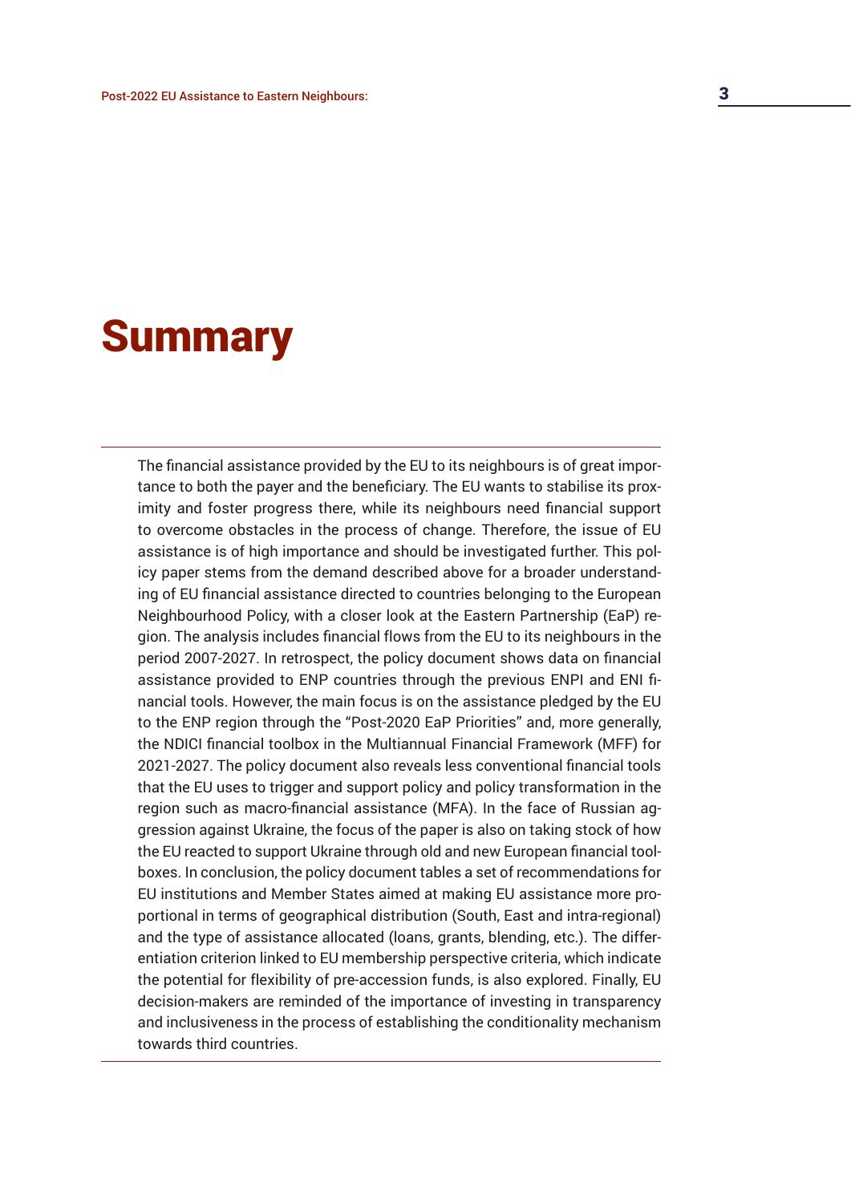# Summary

The financial assistance provided by the EU to its neighbours is of great importance to both the payer and the beneficiary. The EU wants to stabilise its proximity and foster progress there, while its neighbours need financial support to overcome obstacles in the process of change. Therefore, the issue of EU assistance is of high importance and should be investigated further. This policy paper stems from the demand described above for a broader understanding of EU financial assistance directed to countries belonging to the European Neighbourhood Policy, with a closer look at the Eastern Partnership (EaP) region. The analysis includes financial flows from the EU to its neighbours in the period 2007-2027. In retrospect, the policy document shows data on financial assistance provided to ENP countries through the previous ENPI and ENI financial tools. However, the main focus is on the assistance pledged by the EU to the ENP region through the "Post-2020 EaP Priorities" and, more generally, the NDICI financial toolbox in the Multiannual Financial Framework (MFF) for 2021-2027. The policy document also reveals less conventional financial tools that the EU uses to trigger and support policy and policy transformation in the region such as macro-financial assistance (MFA). In the face of Russian aggression against Ukraine, the focus of the paper is also on taking stock of how the EU reacted to support Ukraine through old and new European financial toolboxes. In conclusion, the policy document tables a set of recommendations for EU institutions and Member States aimed at making EU assistance more proportional in terms of geographical distribution (South, East and intra-regional) and the type of assistance allocated (loans, grants, blending, etc.). The differentiation criterion linked to EU membership perspective criteria, which indicate the potential for flexibility of pre-accession funds, is also explored. Finally, EU decision-makers are reminded of the importance of investing in transparency and inclusiveness in the process of establishing the conditionality mechanism towards third countries.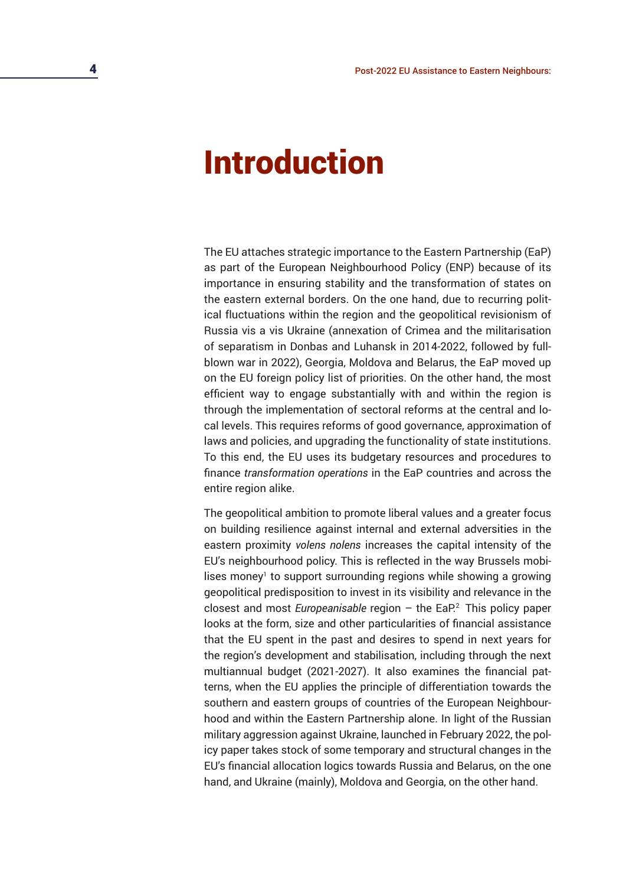# Introduction

The EU attaches strategic importance to the Eastern Partnership (EaP) as part of the European Neighbourhood Policy (ENP) because of its importance in ensuring stability and the transformation of states on the eastern external borders. On the one hand, due to recurring political fluctuations within the region and the geopolitical revisionism of Russia vis a vis Ukraine (annexation of Crimea and the militarisation of separatism in Donbas and Luhansk in 2014-2022, followed by full-blown war in 2022), Georgia, Moldova and Belarus, the EaP moved up on the EU foreign policy list of priorities. On the other hand, the most efficient way to engage substantially with and within the region is through the implementation of sectoral reforms at the central and local levels. This requires reforms of good governance, approximation of laws and policies, and upgrading the functionality of state institutions. To this end, the EU uses its budgetary resources and procedures to finance *transformation operations* in the EaP countries and across the entire region alike.

The geopolitical ambition to promote liberal values and a greater focus on building resilience against internal and external adversities in the eastern proximity *volens nolens* increases the capital intensity of the EU's neighbourhood policy. This is reflected in the way Brussels mobilises money[1] to support surrounding regions while showing a growing geopolitical predisposition to invest in its visibility and relevance in the closest and most *Europeanisable* region – the EaP.[2] This policy paper looks at the form, size and other particularities of financial assistance that the EU spent in the past and desires to spend in next years for the region's development and stabilisation, including through the next multiannual budget (2021-2027). It also examines the financial patterns, when the EU applies the principle of differentiation towards the southern and eastern groups of countries of the European Neighbourhood and within the Eastern Partnership alone. In light of the Russian military aggression against Ukraine, launched in February 2022, the policy paper takes stock of some temporary and structural changes in the EU's financial allocation logics towards Russia and Belarus, on the one hand, and Ukraine (mainly), Moldova and Georgia, on the other hand.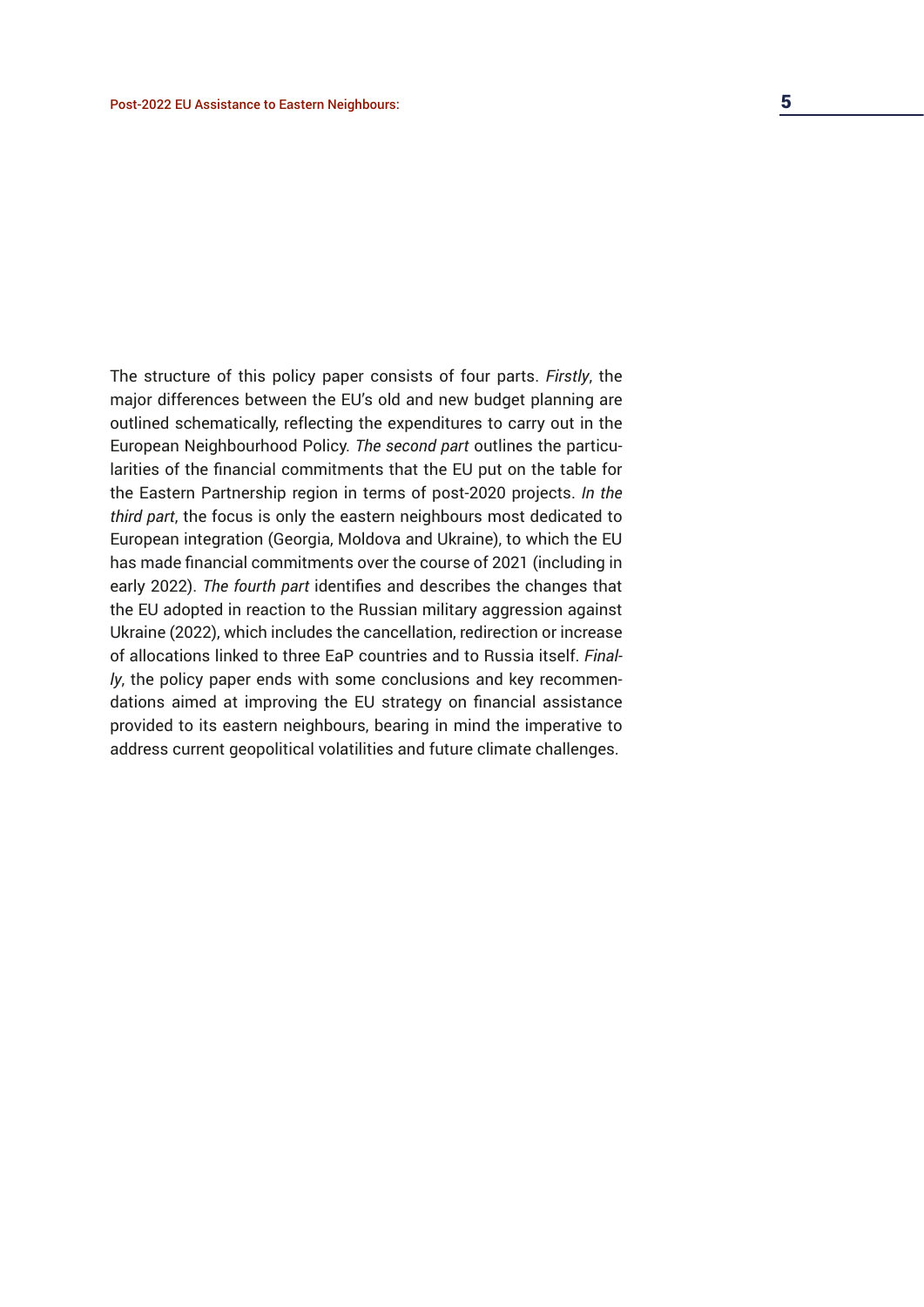The structure of this policy paper consists of four parts. *Firstly*, the major differences between the EU's old and new budget planning are outlined schematically, reflecting the expenditures to carry out in the European Neighbourhood Policy. *The second part* outlines the particularities of the financial commitments that the EU put on the table for the Eastern Partnership region in terms of post-2020 projects. *In the third part*, the focus is only the eastern neighbours most dedicated to European integration (Georgia, Moldova and Ukraine), to which the EU has made financial commitments over the course of 2021 (including in early 2022). *The fourth part* identifies and describes the changes that the EU adopted in reaction to the Russian military aggression against Ukraine (2022), which includes the cancellation, redirection or increase of allocations linked to three EaP countries and to Russia itself. *Finally*, the policy paper ends with some conclusions and key recommendations aimed at improving the EU strategy on financial assistance provided to its eastern neighbours, bearing in mind the imperative to address current geopolitical volatilities and future climate challenges.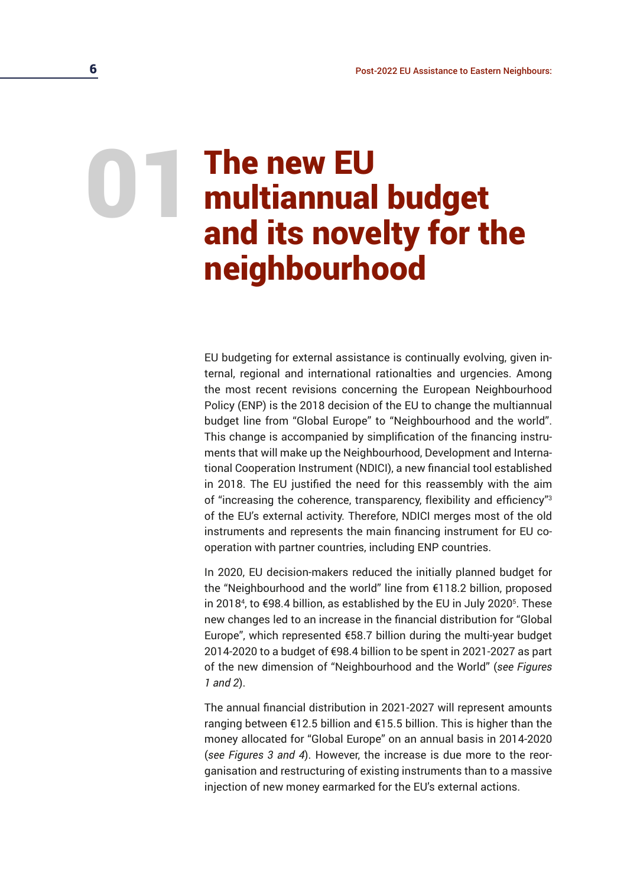# 01 The new EU multiannual budget and its novelty for the neighbourhood

EU budgeting for external assistance is continually evolving, given internal, regional and international rationalties and urgencies. Among the most recent revisions concerning the European Neighbourhood Policy (ENP) is the 2018 decision of the EU to change the multiannual budget line from "Global Europe" to "Neighbourhood and the world". This change is accompanied by simplification of the financing instruments that will make up the Neighbourhood, Development and International Cooperation Instrument (NDICI), a new financial tool established in 2018. The EU justified the need for this reassembly with the aim of "increasing the coherence, transparency, flexibility and efficiency"[3] of the EU's external activity. Therefore, NDICI merges most of the old instruments and represents the main financing instrument for EU cooperation with partner countries, including ENP countries.

In 2020, EU decision-makers reduced the initially planned budget for the "Neighbourhood and the world" line from €118.2 billion, proposed in 2018[4], to €98.4 billion, as established by the EU in July 2020[5]. These new changes led to an increase in the financial distribution for "Global Europe", which represented €58.7 billion during the multi-year budget 2014-2020 to a budget of €98.4 billion to be spent in 2021-2027 as part of the new dimension of "Neighbourhood and the World" (*see Figures 1 and 2*).

The annual financial distribution in 2021-2027 will represent amounts ranging between €12.5 billion and €15.5 billion. This is higher than the money allocated for "Global Europe" on an annual basis in 2014-2020 (*see Figures 3 and 4*). However, the increase is due more to the reorganisation and restructuring of existing instruments than to a massive injection of new money earmarked for the EU's external actions.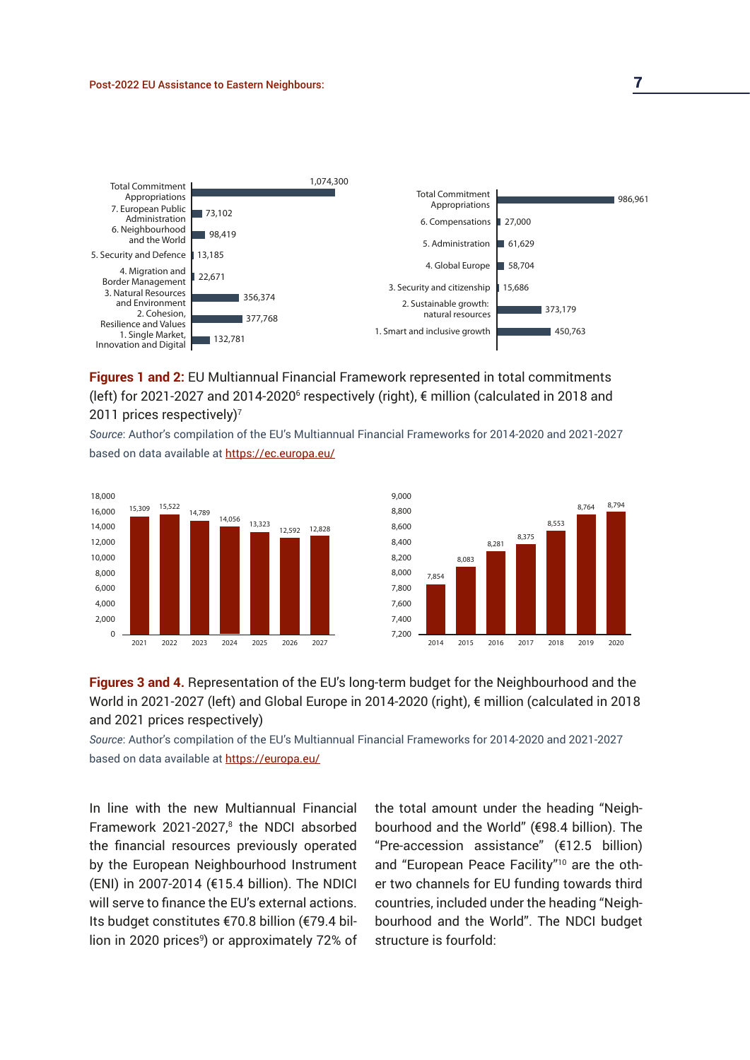| Heading (2021-2027) | € million |
|---|---|
| Total Commitment Appropriations | 1,074,300 |
| 7. European Public Administration | 73,102 |
| 6. Neighbourhood and the World | 98,419 |
| 5. Security and Defence | 13,185 |
| 4. Migration and Border Management | 22,671 |
| 3. Natural Resources and Environment | 356,374 |
| 2. Cohesion, Resilience and Values | 377,768 |
| 1. Single Market, Innovation and Digital | 132,781 |

| Heading (2014-2020) | € million |
|---|---|
| Total Commitment Appropriations | 986,961 |
| 6. Compensations | 27,000 |
| 5. Administration | 61,629 |
| 4. Global Europe | 58,704 |
| 3. Security and citizenship | 15,686 |
| 2. Sustainable growth: natural resources | 373,179 |
| 1. Smart and inclusive growth | 450,763 |

**Figures 1 and 2:** EU Multiannual Financial Framework represented in total commitments (left) for 2021-2027 and 2014-2020[6] respectively (right), € million (calculated in 2018 and 2011 prices respectively)[7]

*Source*: Author's compilation of the EU's Multiannual Financial Frameworks for 2014-2020 and 2021-2027 based on data available at https://ec.europa.eu/

| Year | 2021 | 2022 | 2023 | 2024 | 2025 | 2026 | 2027 |
|---|---|---|---|---|---|---|---|
| € million | 15,309 | 15,522 | 14,789 | 14,056 | 13,323 | 12,592 | 12,828 |

| Year | 2014 | 2015 | 2016 | 2017 | 2018 | 2019 | 2020 |
|---|---|---|---|---|---|---|---|
| € million | 7,854 | 8,083 | 8,281 | 8,375 | 8,553 | 8,764 | 8,794 |

**Figures 3 and 4.** Representation of the EU's long-term budget for the Neighbourhood and the World in 2021-2027 (left) and Global Europe in 2014-2020 (right), € million (calculated in 2018 and 2021 prices respectively)

*Source*: Author's compilation of the EU's Multiannual Financial Frameworks for 2014-2020 and 2021-2027 based on data available at https://europa.eu/

In line with the new Multiannual Financial Framework 2021-2027,[8] the NDCI absorbed the financial resources previously operated by the European Neighbourhood Instrument (ENI) in 2007-2014 (€15.4 billion). The NDCI will serve to finance the EU's external actions. Its budget constitutes €70.8 billion (€79.4 billion in 2020 prices[9]) or approximately 72% of the total amount under the heading "Neighbourhood and the World" (€98.4 billion). The "Pre-accession assistance" (€12.5 billion) and "European Peace Facility"[10] are the other two channels for EU funding towards third countries, included under the heading "Neighbourhood and the World". The NDCI budget structure is fourfold: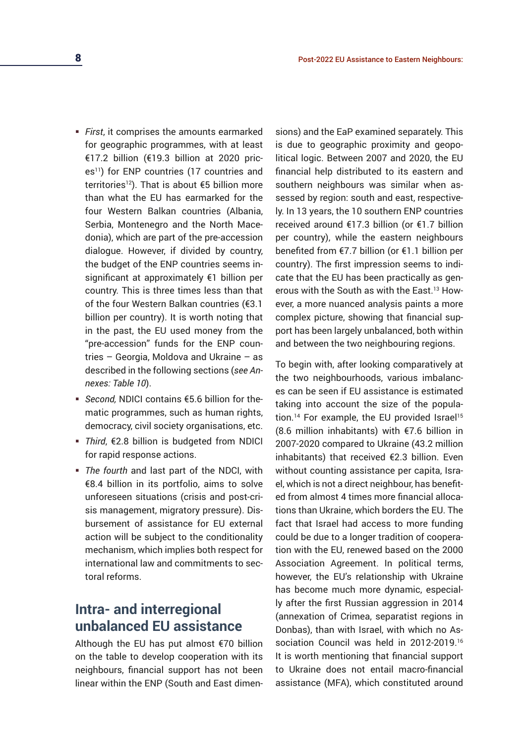- *First*, it comprises the amounts earmarked for geographic programmes, with at least €17.2 billion (€19.3 billion at 2020 prices[11]) for ENP countries (17 countries and territories[12]). That is about €5 billion more than what the EU has earmarked for the four Western Balkan countries (Albania, Serbia, Montenegro and the North Macedonia), which are part of the pre-accession dialogue. However, if divided by country, the budget of the ENP countries seems insignificant at approximately €1 billion per country. This is three times less than that of the four Western Balkan countries (€3.1 billion per country). It is worth noting that in the past, the EU used money from the "pre-accession" funds for the ENP countries – Georgia, Moldova and Ukraine – as described in the following sections (*see Annexes: Table 10*).
- *Second,* NDICI contains €5.6 billion for thematic programmes, such as human rights, democracy, civil society organisations, etc.
- *Third*, €2.8 billion is budgeted from NDICI for rapid response actions.
- *The fourth* and last part of the NDCI, with €8.4 billion in its portfolio, aims to solve unforeseen situations (crisis and post-crisis management, migratory pressure). Disbursement of assistance for EU external action will be subject to the conditionality mechanism, which implies both respect for international law and commitments to sectoral reforms.

## Intra- and interregional unbalanced EU assistance

Although the EU has put almost €70 billion on the table to develop cooperation with its neighbours, financial support has not been linear within the ENP (South and East dimensions) and the EaP examined separately. This is due to geographic proximity and geopolitical logic. Between 2007 and 2020, the EU financial help distributed to its eastern and southern neighbours was similar when assessed by region: south and east, respectively. In 13 years, the 10 southern ENP countries received around €17.3 billion (or €1.7 billion per country), while the eastern neighbours benefited from €7.7 billion (or €1.1 billion per country). The first impression seems to indicate that the EU has been practically as generous with the South as with the East.[13] However, a more nuanced analysis paints a more complex picture, showing that financial support has been largely unbalanced, both within and between the two neighbouring regions.

To begin with, after looking comparatively at the two neighbourhoods, various imbalances can be seen if EU assistance is estimated taking into account the size of the population.[14] For example, the EU provided Israel[15] (8.6 million inhabitants) with €7.6 billion in 2007-2020 compared to Ukraine (43.2 million inhabitants) that received €2.3 billion. Even without counting assistance per capita, Israel, which is not a direct neighbour, has benefited from almost 4 times more financial allocations than Ukraine, which borders the EU. The fact that Israel had access to more funding could be due to a longer tradition of cooperation with the EU, renewed based on the 2000 Association Agreement. In political terms, however, the EU's relationship with Ukraine has become much more dynamic, especially after the first Russian aggression in 2014 (annexation of Crimea, separatist regions in Donbas), than with Israel, with which no Association Council was held in 2012-2019.[16] It is worth mentioning that financial support to Ukraine does not entail macro-financial assistance (MFA), which constituted around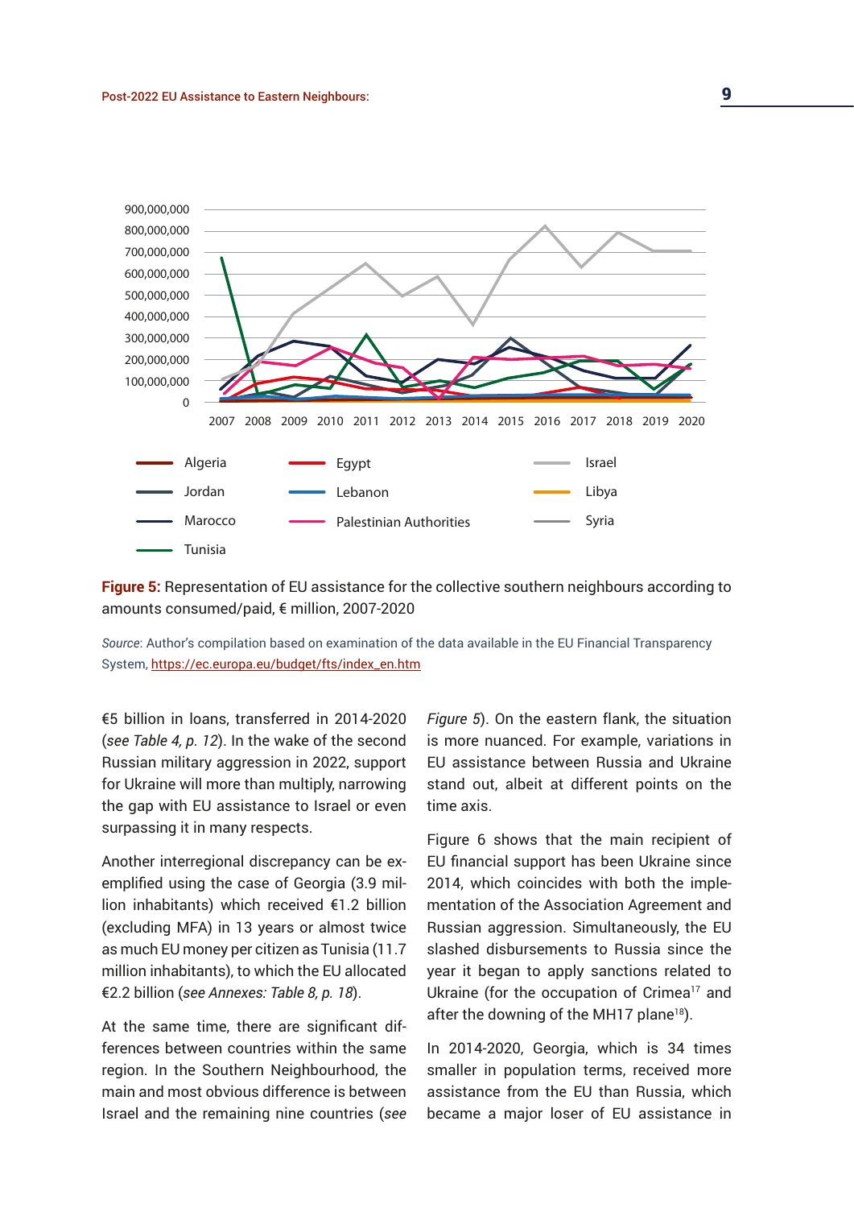**Figure 5:** Representation of EU assistance for the collective southern neighbours according to amounts consumed/paid, € million, 2007-2020

*Source*: Author's compilation based on examination of the data available in the EU Financial Transparency System, https://ec.europa.eu/budget/fts/index_en.htm

€5 billion in loans, transferred in 2014-2020 (*see Table 4, p. 12*). In the wake of the second Russian military aggression in 2022, support for Ukraine will more than multiply, narrowing the gap with EU assistance to Israel or even surpassing it in many respects.

Another interregional discrepancy can be exemplified using the case of Georgia (3.9 million inhabitants) which received €1.2 billion (excluding MFA) in 13 years or almost twice as much EU money per citizen as Tunisia (11.7 million inhabitants), to which the EU allocated €2.2 billion (*see Annexes: Table 8, p. 18*).

At the same time, there are significant differences between countries within the same region. In the Southern Neighbourhood, the main and most obvious difference is between Israel and the remaining nine countries (*see Figure 5*). On the eastern flank, the situation is more nuanced. For example, variations in EU assistance between Russia and Ukraine stand out, albeit at different points on the time axis.

Figure 6 shows that the main recipient of EU financial support has been Ukraine since 2014, which coincides with both the implementation of the Association Agreement and Russian aggression. Simultaneously, the EU slashed disbursements to Russia since the year it began to apply sanctions related to Ukraine (for the occupation of Crimea[17] and after the downing of the MH17 plane[18]).

In 2014-2020, Georgia, which is 34 times smaller in population terms, received more assistance from the EU than Russia, which became a major loser of EU assistance in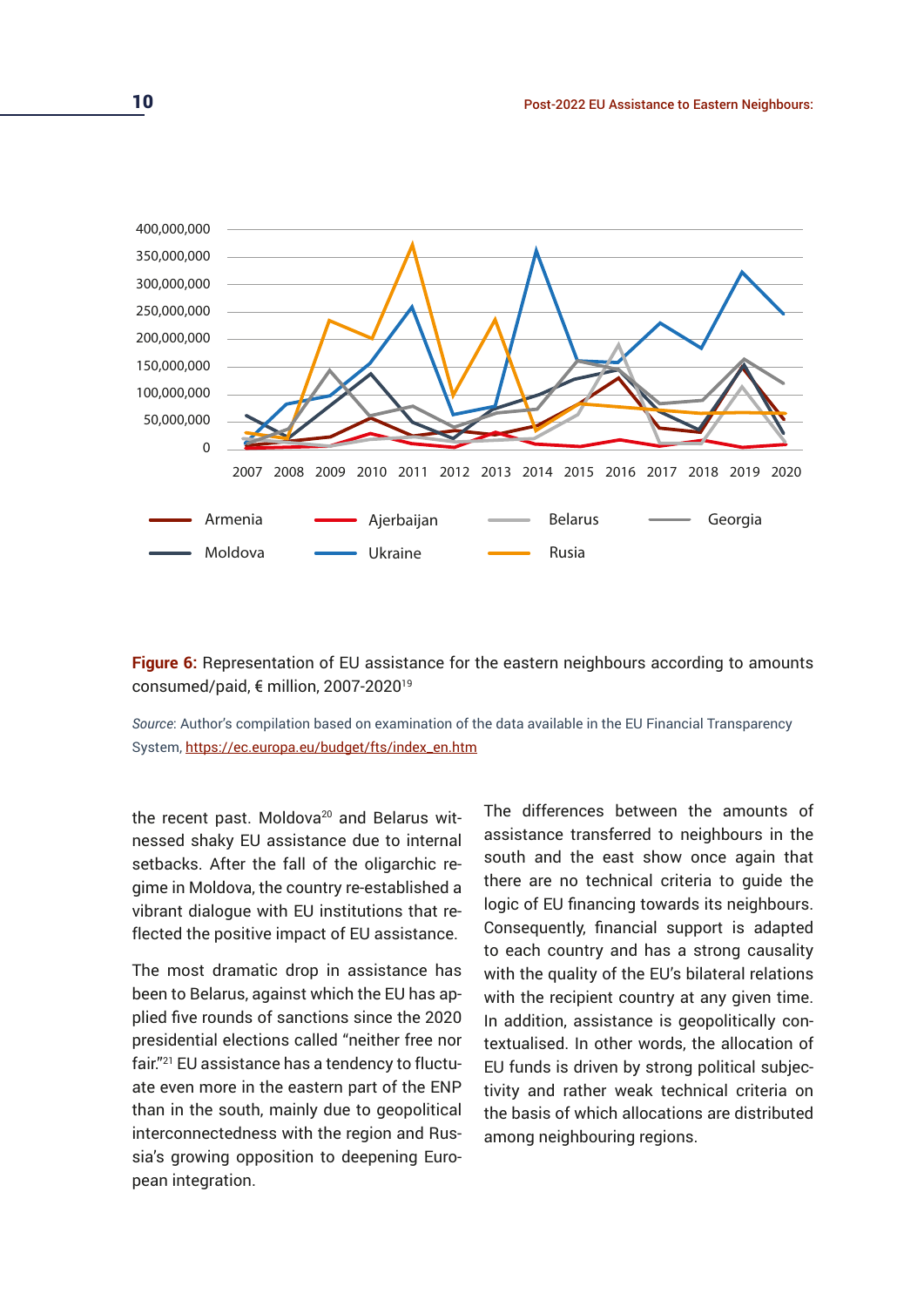**Figure 6:** Representation of EU assistance for the eastern neighbours according to amounts consumed/paid, € million, 2007-2020[19]

*Source*: Author's compilation based on examination of the data available in the EU Financial Transparency System, https://ec.europa.eu/budget/fts/index_en.htm

the recent past. Moldova[20] and Belarus witnessed shaky EU assistance due to internal setbacks. After the fall of the oligarchic regime in Moldova, the country re-established a vibrant dialogue with EU institutions that reflected the positive impact of EU assistance.

The most dramatic drop in assistance has been to Belarus, against which the EU has applied five rounds of sanctions since the 2020 presidential elections called "neither free nor fair."[21] EU assistance has a tendency to fluctuate even more in the eastern part of the ENP than in the south, mainly due to geopolitical interconnectedness with the region and Russia's growing opposition to deepening European integration.

The differences between the amounts of assistance transferred to neighbours in the south and the east show once again that there are no technical criteria to guide the logic of EU financing towards its neighbours. Consequently, financial support is adapted to each country and has a strong causality with the quality of the EU's bilateral relations with the recipient country at any given time. In addition, assistance is geopolitically contextualised. In other words, the allocation of EU funds is driven by strong political subjectivity and rather weak technical criteria on the basis of which allocations are distributed among neighbouring regions.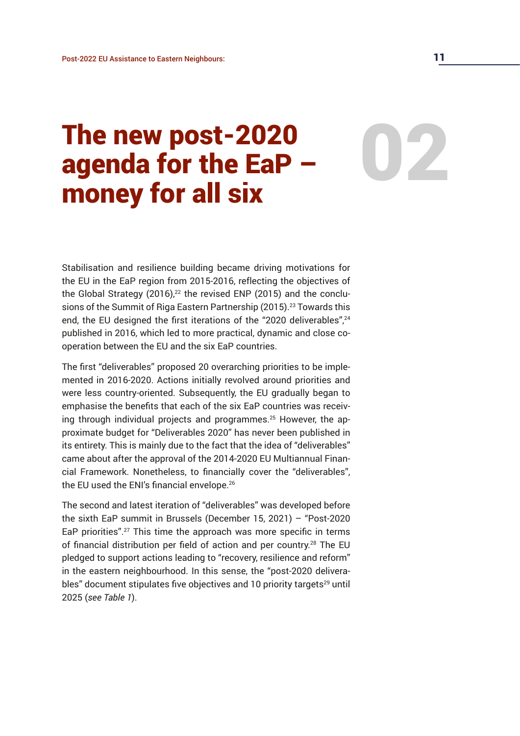# 02 The new post-2020 agenda for the EaP – money for all six

Stabilisation and resilience building became driving motivations for the EU in the EaP region from 2015-2016, reflecting the objectives of the Global Strategy (2016),[22] the revised ENP (2015) and the conclusions of the Summit of Riga Eastern Partnership (2015).[23] Towards this end, the EU designed the first iterations of the "2020 deliverables",[24] published in 2016, which led to more practical, dynamic and close cooperation between the EU and the six EaP countries.

The first "deliverables" proposed 20 overarching priorities to be implemented in 2016-2020. Actions initially revolved around priorities and were less country-oriented. Subsequently, the EU gradually began to emphasise the benefits that each of the six EaP countries was receiving through individual projects and programmes.[25] However, the approximate budget for "Deliverables 2020" has never been published in its entirety. This is mainly due to the fact that the idea of "deliverables" came about after the approval of the 2014-2020 EU Multiannual Financial Framework. Nonetheless, to financially cover the "deliverables", the EU used the ENI's financial envelope.[26]

The second and latest iteration of "deliverables" was developed before the sixth EaP summit in Brussels (December 15, 2021) – "Post-2020 EaP priorities".[27] This time the approach was more specific in terms of financial distribution per field of action and per country.[28] The EU pledged to support actions leading to "recovery, resilience and reform" in the eastern neighbourhood. In this sense, the "post-2020 deliverables" document stipulates five objectives and 10 priority targets[29] until 2025 (*see Table 1*).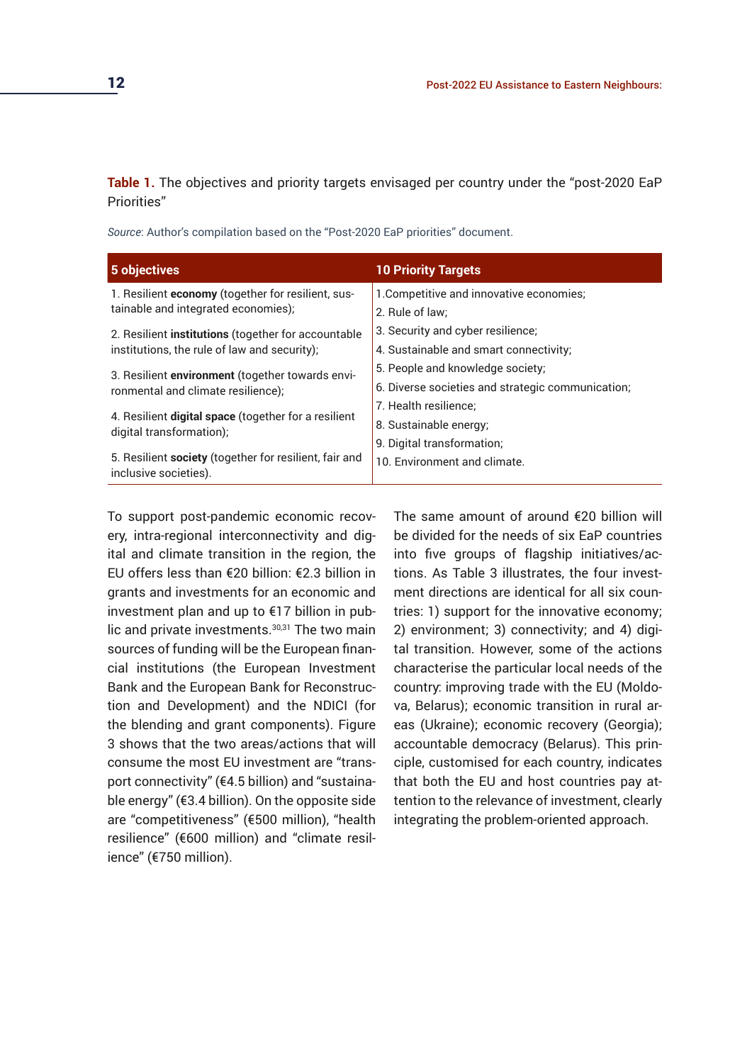**Table 1.** The objectives and priority targets envisaged per country under the "post-2020 EaP Priorities"

*Source*: Author's compilation based on the "Post-2020 EaP priorities" document.

| 5 objectives | 10 Priority Targets |
|---|---|
| 1. Resilient **economy** (together for resilient, sustainable and integrated economies); | 1.Competitive and innovative economies; 2. Rule of law; |
| 2. Resilient **institutions** (together for accountable institutions, the rule of law and security); | 3. Security and cyber resilience; 4. Sustainable and smart connectivity; |
| 3. Resilient **environment** (together towards environmental and climate resilience); | 5. People and knowledge society; 6. Diverse societies and strategic communication; |
| 4. Resilient **digital space** (together for a resilient digital transformation); | 7. Health resilience; 8. Sustainable energy; |
| 5. Resilient **society** (together for resilient, fair and inclusive societies). | 9. Digital transformation; 10. Environment and climate. |

To support post-pandemic economic recovery, intra-regional interconnectivity and digital and climate transition in the region, the EU offers less than €20 billion: €2.3 billion in grants and investments for an economic and investment plan and up to €17 billion in public and private investments.[30,31] The two main sources of funding will be the European financial institutions (the European Investment Bank and the European Bank for Reconstruction and Development) and the NDICI (for the blending and grant components). Figure 3 shows that the two areas/actions that will consume the most EU investment are "transport connectivity" (€4.5 billion) and "sustainable energy" (€3.4 billion). On the opposite side are "competitiveness" (€500 million), "health resilience" (€600 million) and "climate resilience" (€750 million).

The same amount of around €20 billion will be divided for the needs of six EaP countries into five groups of flagship initiatives/actions. As Table 3 illustrates, the four investment directions are identical for all six countries: 1) support for the innovative economy; 2) environment; 3) connectivity; and 4) digital transition. However, some of the actions characterise the particular local needs of the country: improving trade with the EU (Moldova, Belarus); economic transition in rural areas (Ukraine); economic recovery (Georgia); accountable democracy (Belarus). This principle, customised for each country, indicates that both the EU and host countries pay attention to the relevance of investment, clearly integrating the problem-oriented approach.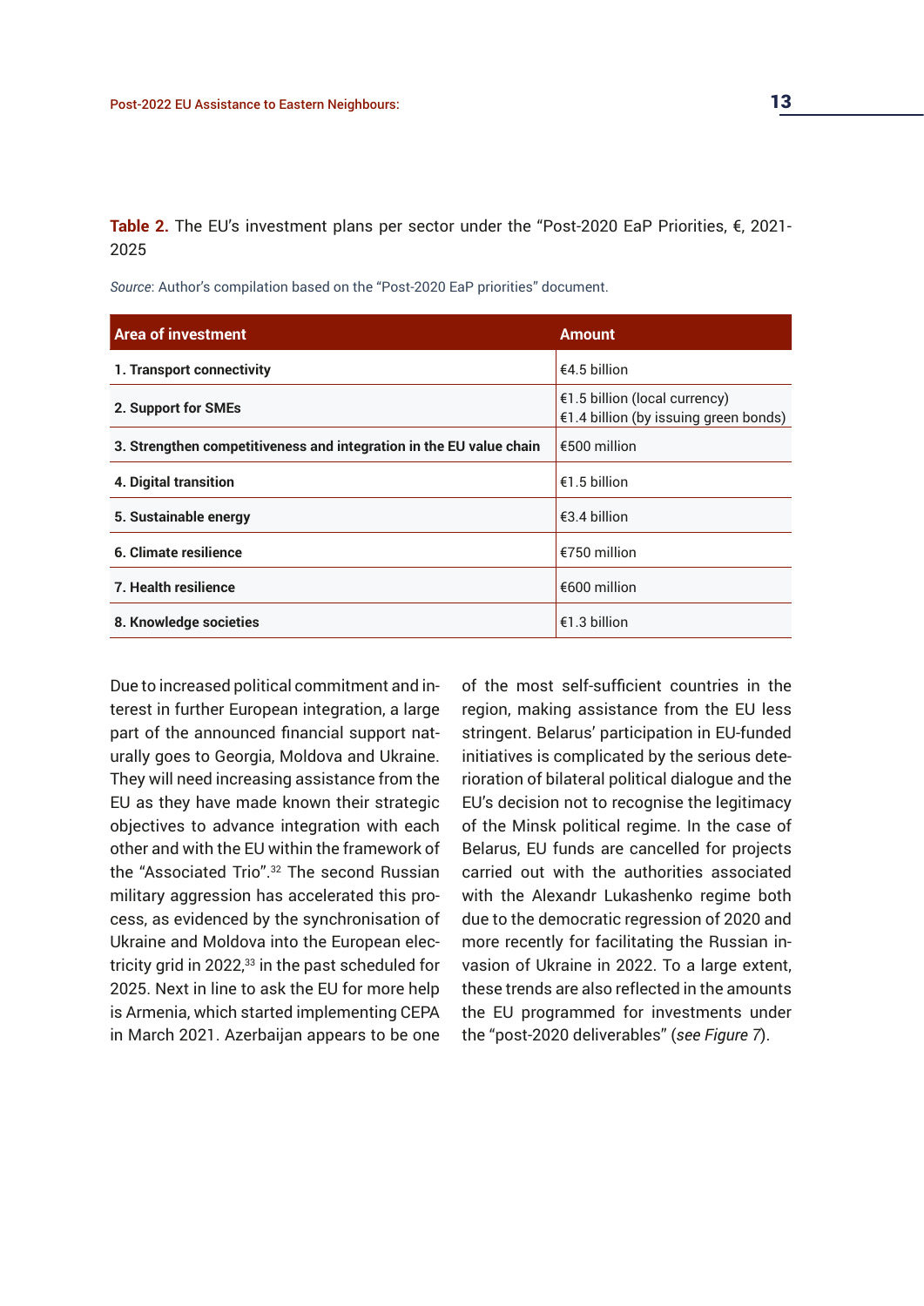**Table 2.** The EU's investment plans per sector under the "Post-2020 EaP Priorities, €, 2021-2025

*Source*: Author's compilation based on the "Post-2020 EaP priorities" document.

| Area of investment | Amount |
|---|---|
| **1. Transport connectivity** | €4.5 billion |
| **2. Support for SMEs** | €1.5 billion (local currency)<br>€1.4 billion (by issuing green bonds) |
| **3. Strengthen competitiveness and integration in the EU value chain** | €500 million |
| **4. Digital transition** | €1.5 billion |
| **5. Sustainable energy** | €3.4 billion |
| **6. Climate resilience** | €750 million |
| **7. Health resilience** | €600 million |
| **8. Knowledge societies** | €1.3 billion |

Due to increased political commitment and interest in further European integration, a large part of the announced financial support naturally goes to Georgia, Moldova and Ukraine. They will need increasing assistance from the EU as they have made known their strategic objectives to advance integration with each other and with the EU within the framework of the "Associated Trio".[32] The second Russian military aggression has accelerated this process, as evidenced by the synchronisation of Ukraine and Moldova into the European electricity grid in 2022,[33] in the past scheduled for 2025. Next in line to ask the EU for more help is Armenia, which started implementing CEPA in March 2021. Azerbaijan appears to be one of the most self-sufficient countries in the region, making assistance from the EU less stringent. Belarus' participation in EU-funded initiatives is complicated by the serious deterioration of bilateral political dialogue and the EU's decision not to recognise the legitimacy of the Minsk political regime. In the case of Belarus, EU funds are cancelled for projects carried out with the authorities associated with the Alexandr Lukashenko regime both due to the democratic regression of 2020 and more recently for facilitating the Russian invasion of Ukraine in 2022. To a large extent, these trends are also reflected in the amounts the EU programmed for investments under the "post-2020 deliverables" (*see Figure 7*).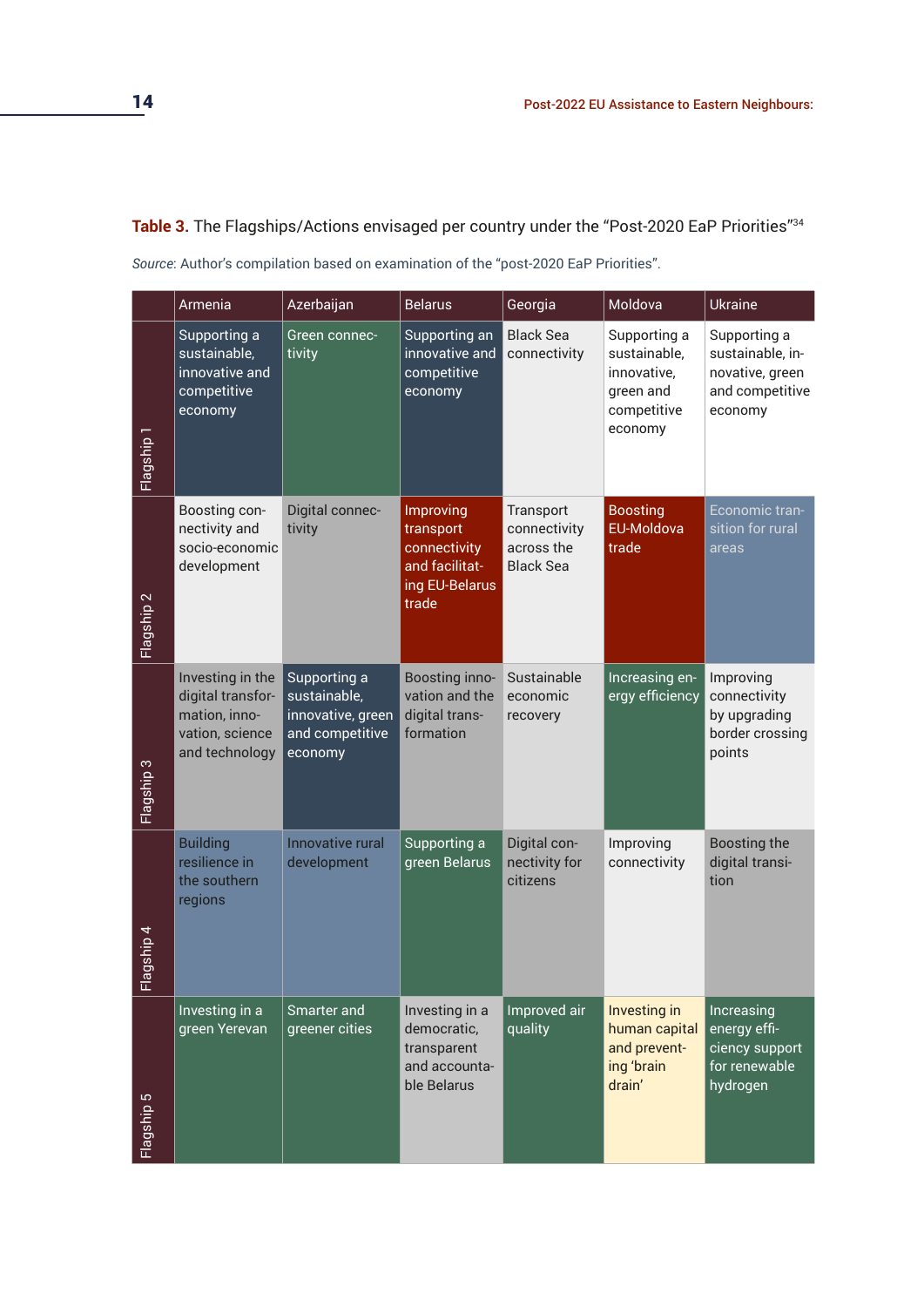**Table 3.** The Flagships/Actions envisaged per country under the "Post-2020 EaP Priorities"[34]

*Source*: Author's compilation based on examination of the "post-2020 EaP Priorities".

| | Armenia | Azerbaijan | Belarus | Georgia | Moldova | Ukraine |
|---|---|---|---|---|---|---|
| Flagship 1 | Supporting a sustainable, innovative and competitive economy | Green connectivity | Supporting an innovative and competitive economy | Black Sea connectivity | Supporting a sustainable, innovative, green and competitive economy | Supporting a sustainable, innovative, green and competitive economy |
| Flagship 2 | Boosting connectivity and socio-economic development | Digital connectivity | Improving transport connectivity and facilitating EU-Belarus trade | Transport connectivity across the Black Sea | Boosting EU-Moldova trade | Economic transition for rural areas |
| Flagship 3 | Investing in the digital transformation, innovation, science and technology | Supporting a sustainable, innovative, green and competitive economy | Boosting innovation and the digital transformation | Sustainable economic recovery | Increasing energy efficiency | Improving connectivity by upgrading border crossing points |
| Flagship 4 | Building resilience in the southern regions | Innovative rural development | Supporting a green Belarus | Digital connectivity for citizens | Improving connectivity | Boosting the digital transition |
| Flagship 5 | Investing in a green Yerevan | Smarter and greener cities | Investing in a democratic, transparent and accountable Belarus | Improved air quality | Investing in human capital and preventing 'brain drain' | Increasing energy efficiency support for renewable hydrogen |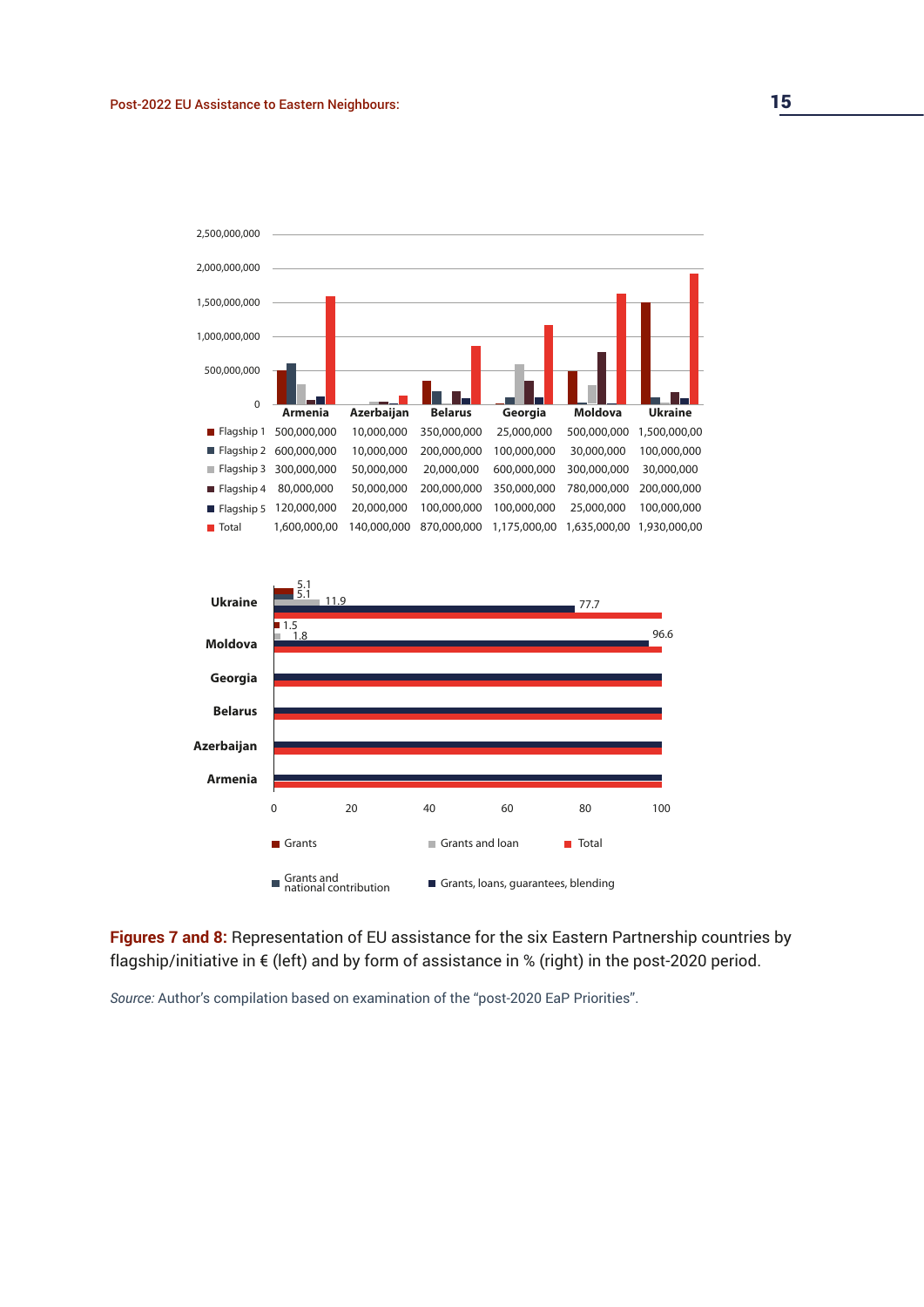| | Armenia | Azerbaijan | Belarus | Georgia | Moldova | Ukraine |
|---|---|---|---|---|---|---|
| Flagship 1 | 500,000,000 | 10,000,000 | 350,000,000 | 25,000,000 | 500,000,000 | 1,500,000,00 |
| Flagship 2 | 600,000,000 | 10,000,000 | 200,000,000 | 100,000,000 | 30,000,000 | 100,000,000 |
| Flagship 3 | 300,000,000 | 50,000,000 | 20,000,000 | 600,000,000 | 300,000,000 | 30,000,000 |
| Flagship 4 | 80,000,000 | 50,000,000 | 200,000,000 | 350,000,000 | 780,000,000 | 200,000,000 |
| Flagship 5 | 120,000,000 | 20,000,000 | 100,000,000 | 100,000,000 | 25,000,000 | 100,000,000 |
| Total | 1,600,000,00 | 140,000,000 | 870,000,000 | 1,175,000,00 | 1,635,000,00 | 1,930,000,00 |

| | Grants | Grants and national contribution | Grants and loan | Grants, loans, guarantees, blending | Total |
|---|---|---|---|---|---|
| Ukraine | 5.1 | 5.1 | 11.9 | 77.7 | 100 |
| Moldova | 1.5 | | 1.8 | 96.6 | 100 |
| Georgia | | | | 100 | 100 |
| Belarus | | | | 100 | 100 |
| Azerbaijan | | | | 100 | 100 |
| Armenia | | | | 100 | 100 |

**Figures 7 and 8:** Representation of EU assistance for the six Eastern Partnership countries by flagship/initiative in € (left) and by form of assistance in % (right) in the post-2020 period.

*Source:* Author's compilation based on examination of the "post-2020 EaP Priorities".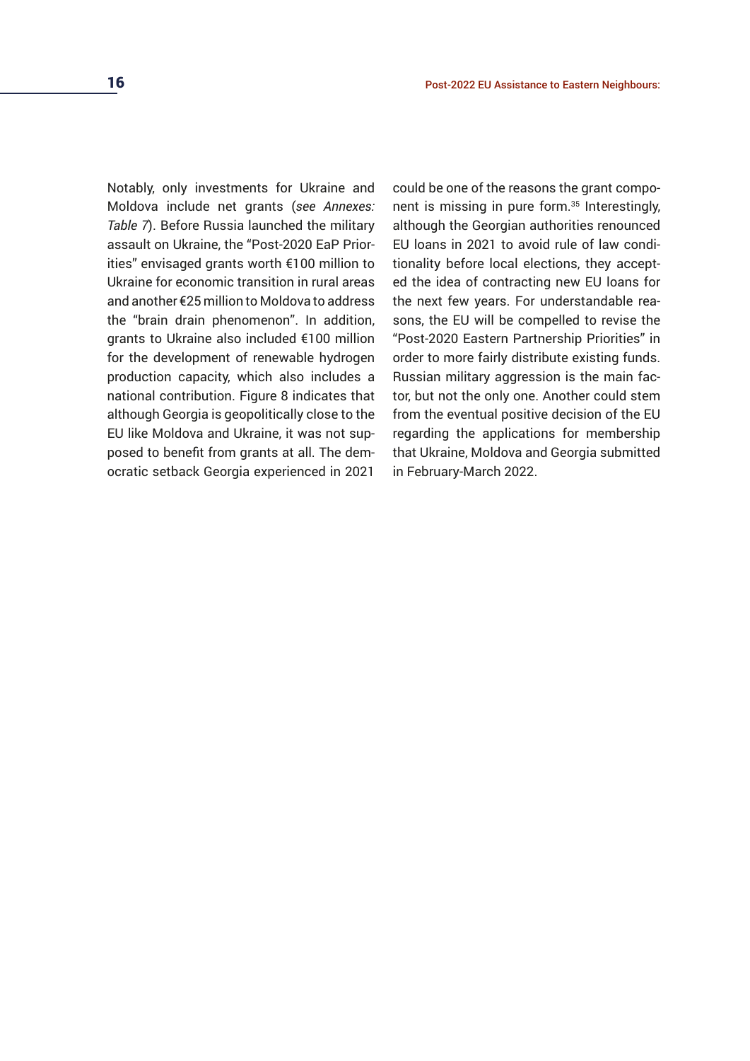Notably, only investments for Ukraine and Moldova include net grants (*see Annexes: Table 7*). Before Russia launched the military assault on Ukraine, the "Post-2020 EaP Priorities" envisaged grants worth €100 million to Ukraine for economic transition in rural areas and another €25 million to Moldova to address the "brain drain phenomenon". In addition, grants to Ukraine also included €100 million for the development of renewable hydrogen production capacity, which also includes a national contribution. Figure 8 indicates that although Georgia is geopolitically close to the EU like Moldova and Ukraine, it was not supposed to benefit from grants at all. The democratic setback Georgia experienced in 2021 could be one of the reasons the grant component is missing in pure form.[35] Interestingly, although the Georgian authorities renounced EU loans in 2021 to avoid rule of law conditionality before local elections, they accepted the idea of contracting new EU loans for the next few years. For understandable reasons, the EU will be compelled to revise the "Post-2020 Eastern Partnership Priorities" in order to more fairly distribute existing funds. Russian military aggression is the main factor, but not the only one. Another could stem from the eventual positive decision of the EU regarding the applications for membership that Ukraine, Moldova and Georgia submitted in February-March 2022.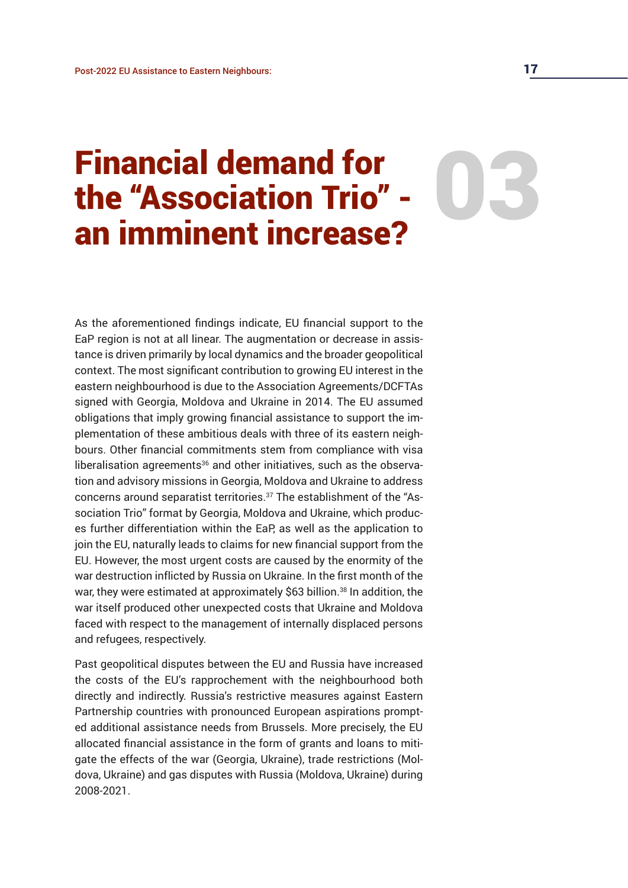# Financial demand for the "Association Trio" - an imminent increase?

03

As the aforementioned findings indicate, EU financial support to the EaP region is not at all linear. The augmentation or decrease in assistance is driven primarily by local dynamics and the broader geopolitical context. The most significant contribution to growing EU interest in the eastern neighbourhood is due to the Association Agreements/DCFTAs signed with Georgia, Moldova and Ukraine in 2014. The EU assumed obligations that imply growing financial assistance to support the implementation of these ambitious deals with three of its eastern neighbours. Other financial commitments stem from compliance with visa liberalisation agreements[36] and other initiatives, such as the observation and advisory missions in Georgia, Moldova and Ukraine to address concerns around separatist territories.[37] The establishment of the "Association Trio" format by Georgia, Moldova and Ukraine, which produces further differentiation within the EaP, as well as the application to join the EU, naturally leads to claims for new financial support from the EU. However, the most urgent costs are caused by the enormity of the war destruction inflicted by Russia on Ukraine. In the first month of the war, they were estimated at approximately $63 billion.[38] In addition, the war itself produced other unexpected costs that Ukraine and Moldova faced with respect to the management of internally displaced persons and refugees, respectively.

Past geopolitical disputes between the EU and Russia have increased the costs of the EU's rapprochement with the neighbourhood both directly and indirectly. Russia's restrictive measures against Eastern Partnership countries with pronounced European aspirations prompted additional assistance needs from Brussels. More precisely, the EU allocated financial assistance in the form of grants and loans to mitigate the effects of the war (Georgia, Ukraine), trade restrictions (Moldova, Ukraine) and gas disputes with Russia (Moldova, Ukraine) during 2008-2021.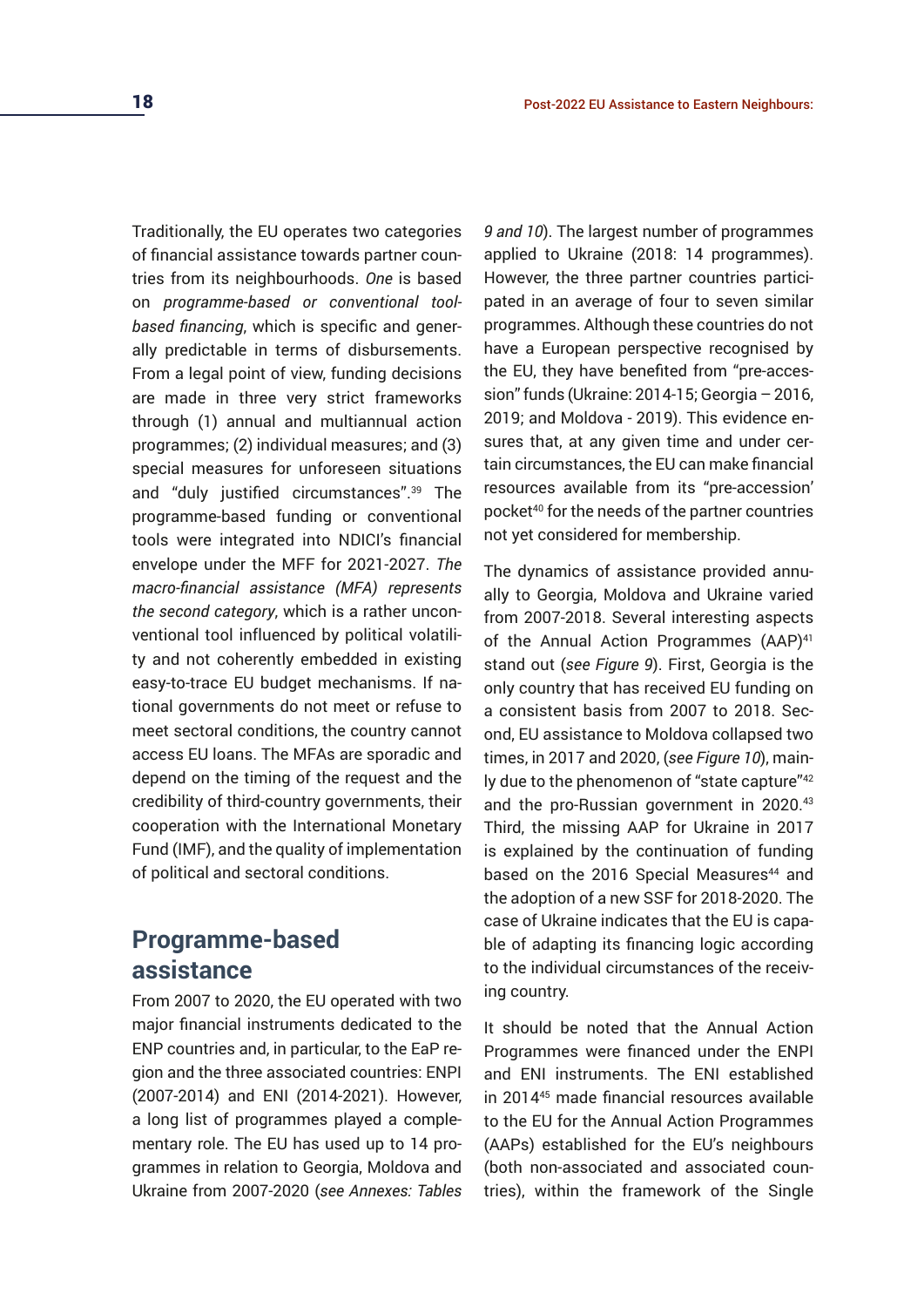Traditionally, the EU operates two categories of financial assistance towards partner countries from its neighbourhoods. *One* is based on *programme-based or conventional tool-based financing*, which is specific and generally predictable in terms of disbursements. From a legal point of view, funding decisions are made in three very strict frameworks through (1) annual and multiannual action programmes; (2) individual measures; and (3) special measures for unforeseen situations and "duly justified circumstances".[39] The programme-based funding or conventional tools were integrated into NDICI's financial envelope under the MFF for 2021-2027. *The macro-financial assistance (MFA) represents the second category*, which is a rather unconventional tool influenced by political volatility and not coherently embedded in existing easy-to-trace EU budget mechanisms. If national governments do not meet or refuse to meet sectoral conditions, the country cannot access EU loans. The MFAs are sporadic and depend on the timing of the request and the credibility of third-country governments, their cooperation with the International Monetary Fund (IMF), and the quality of implementation of political and sectoral conditions.

## Programme-based assistance

From 2007 to 2020, the EU operated with two major financial instruments dedicated to the ENP countries and, in particular, to the EaP region and the three associated countries: ENPI (2007-2014) and ENI (2014-2021). However, a long list of programmes played a complementary role. The EU has used up to 14 programmes in relation to Georgia, Moldova and Ukraine from 2007-2020 (*see Annexes: Tables 9 and 10*). The largest number of programmes applied to Ukraine (2018: 14 programmes). However, the three partner countries participated in an average of four to seven similar programmes. Although these countries do not have a European perspective recognised by the EU, they have benefited from "pre-accession" funds (Ukraine: 2014-15; Georgia – 2016, 2019; and Moldova - 2019). This evidence ensures that, at any given time and under certain circumstances, the EU can make financial resources available from its "pre-accession' pocket[40] for the needs of the partner countries not yet considered for membership.

The dynamics of assistance provided annually to Georgia, Moldova and Ukraine varied from 2007-2018. Several interesting aspects of the Annual Action Programmes (AAP)[41] stand out (*see Figure 9*). First, Georgia is the only country that has received EU funding on a consistent basis from 2007 to 2018. Second, EU assistance to Moldova collapsed two times, in 2017 and 2020, (*see Figure 10*), mainly due to the phenomenon of "state capture"[42] and the pro-Russian government in 2020.[43] Third, the missing AAP for Ukraine in 2017 is explained by the continuation of funding based on the 2016 Special Measures[44] and the adoption of a new SSF for 2018-2020. The case of Ukraine indicates that the EU is capable of adapting its financing logic according to the individual circumstances of the receiving country.

It should be noted that the Annual Action Programmes were financed under the ENPI and ENI instruments. The ENI established in 2014[45] made financial resources available to the EU for the Annual Action Programmes (AAPs) established for the EU's neighbours (both non-associated and associated countries), within the framework of the Single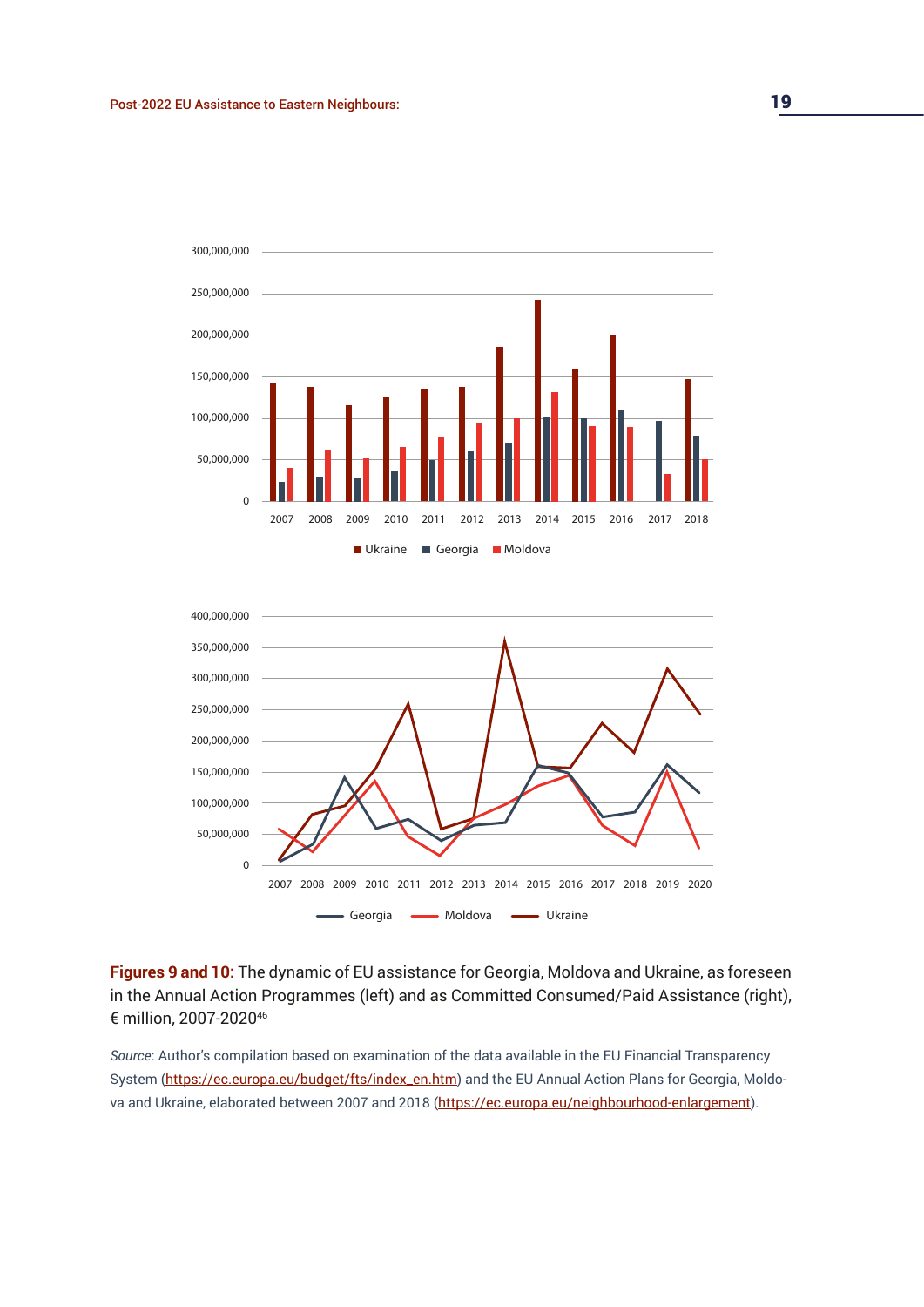**Figures 9 and 10:** The dynamic of EU assistance for Georgia, Moldova and Ukraine, as foreseen in the Annual Action Programmes (left) and as Committed Consumed/Paid Assistance (right), € million, 2007-2020[46]

*Source*: Author's compilation based on examination of the data available in the EU Financial Transparency System (https://ec.europa.eu/budget/fts/index_en.htm) and the EU Annual Action Plans for Georgia, Moldova and Ukraine, elaborated between 2007 and 2018 (https://ec.europa.eu/neighbourhood-enlargement).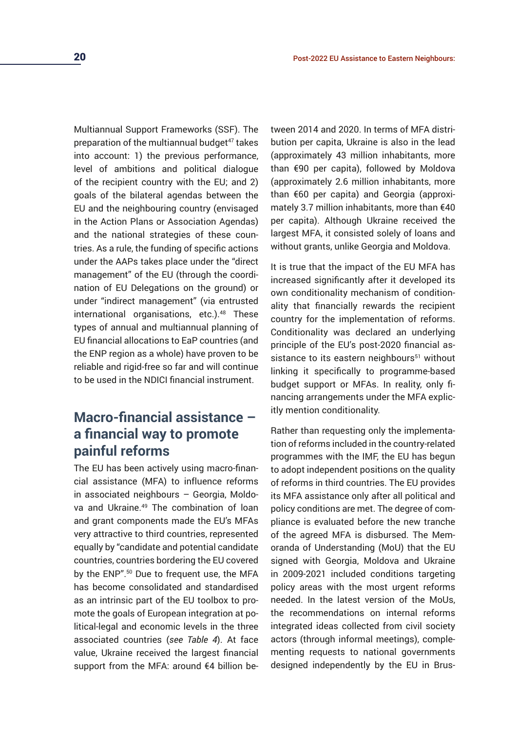Multiannual Support Frameworks (SSF). The preparation of the multiannual budget[47] takes into account: 1) the previous performance, level of ambitions and political dialogue of the recipient country with the EU; and 2) goals of the bilateral agendas between the EU and the neighbouring country (envisaged in the Action Plans or Association Agendas) and the national strategies of these countries. As a rule, the funding of specific actions under the AAPs takes place under the "direct management" of the EU (through the coordination of EU Delegations on the ground) or under "indirect management" (via entrusted international organisations, etc.).[48] These types of annual and multiannual planning of EU financial allocations to EaP countries (and the ENP region as a whole) have proven to be reliable and rigid-free so far and will continue to be used in the NDICI financial instrument.

## Macro-financial assistance – a financial way to promote painful reforms

The EU has been actively using macro-financial assistance (MFA) to influence reforms in associated neighbours – Georgia, Moldova and Ukraine.[49] The combination of loan and grant components made the EU's MFAs very attractive to third countries, represented equally by "candidate and potential candidate countries, countries bordering the EU covered by the ENP".[50] Due to frequent use, the MFA has become consolidated and standardised as an intrinsic part of the EU toolbox to promote the goals of European integration at political-legal and economic levels in the three associated countries (*see Table 4*). At face value, Ukraine received the largest financial support from the MFA: around €4 billion between 2014 and 2020. In terms of MFA distribution per capita, Ukraine is also in the lead (approximately 43 million inhabitants, more than €90 per capita), followed by Moldova (approximately 2.6 million inhabitants, more than €60 per capita) and Georgia (approximately 3.7 million inhabitants, more than €40 per capita). Although Ukraine received the largest MFA, it consisted solely of loans and without grants, unlike Georgia and Moldova.

It is true that the impact of the EU MFA has increased significantly after it developed its own conditionality mechanism of conditionality that financially rewards the recipient country for the implementation of reforms. Conditionality was declared an underlying principle of the EU's post-2020 financial assistance to its eastern neighbours[51] without linking it specifically to programme-based budget support or MFAs. In reality, only financing arrangements under the MFA explicitly mention conditionality.

Rather than requesting only the implementation of reforms included in the country-related programmes with the IMF, the EU has begun to adopt independent positions on the quality of reforms in third countries. The EU provides its MFA assistance only after all political and policy conditions are met. The degree of compliance is evaluated before the new tranche of the agreed MFA is disbursed. The Memoranda of Understanding (MoU) that the EU signed with Georgia, Moldova and Ukraine in 2009-2021 included conditions targeting policy areas with the most urgent reforms needed. In the latest version of the MoUs, the recommendations on internal reforms integrated ideas collected from civil society actors (through informal meetings), complementing requests to national governments designed independently by the EU in Brus-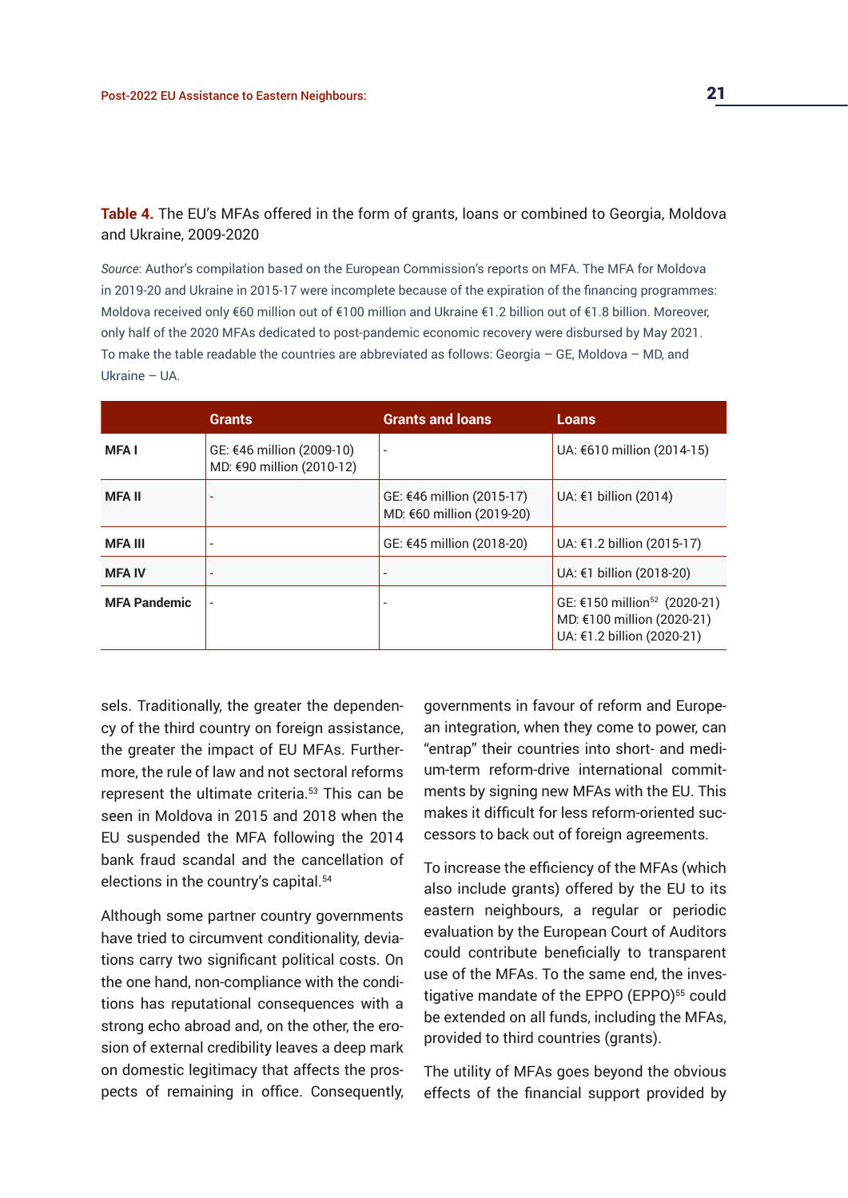**Table 4.** The EU's MFAs offered in the form of grants, loans or combined to Georgia, Moldova and Ukraine, 2009-2020

*Source*: Author's compilation based on the European Commission's reports on MFA. The MFA for Moldova in 2019-20 and Ukraine in 2015-17 were incomplete because of the expiration of the financing programmes: Moldova received only €60 million out of €100 million and Ukraine €1.2 billion out of €1.8 billion. Moreover, only half of the 2020 MFAs dedicated to post-pandemic economic recovery were disbursed by May 2021. To make the table readable the countries are abbreviated as follows: Georgia – GE, Moldova – MD, and Ukraine – UA.

| | Grants | Grants and loans | Loans |
|---|---|---|---|
| **MFA I** | GE: €46 million (2009-10)<br>MD: €90 million (2010-12) | - | UA: €610 million (2014-15) |
| **MFA II** | - | GE: €46 million (2015-17)<br>MD: €60 million (2019-20) | UA: €1 billion (2014) |
| **MFA III** | - | GE: €45 million (2018-20) | UA: €1.2 billion (2015-17) |
| **MFA IV** | - | - | UA: €1 billion (2018-20) |
| **MFA Pandemic** | - | - | GE: €150 million[52] (2020-21)<br>MD: €100 million (2020-21)<br>UA: €1.2 billion (2020-21) |

sels. Traditionally, the greater the dependency of the third country on foreign assistance, the greater the impact of EU MFAs. Furthermore, the rule of law and not sectoral reforms represent the ultimate criteria.[53] This can be seen in Moldova in 2015 and 2018 when the EU suspended the MFA following the 2014 bank fraud scandal and the cancellation of elections in the country's capital.[54]

Although some partner country governments have tried to circumvent conditionality, deviations carry two significant political costs. On the one hand, non-compliance with the conditions has reputational consequences with a strong echo abroad and, on the other, the erosion of external credibility leaves a deep mark on domestic legitimacy that affects the prospects of remaining in office. Consequently, governments in favour of reform and European integration, when they come to power, can "entrap" their countries into short- and medium-term reform-drive international commitments by signing new MFAs with the EU. This makes it difficult for less reform-oriented successors to back out of foreign agreements.

To increase the efficiency of the MFAs (which also include grants) offered by the EU to its eastern neighbours, a regular or periodic evaluation by the European Court of Auditors could contribute beneficially to transparent use of the MFAs. To the same end, the investigative mandate of the EPPO (EPPO)[55] could be extended on all funds, including the MFAs, provided to third countries (grants).

The utility of MFAs goes beyond the obvious effects of the financial support provided by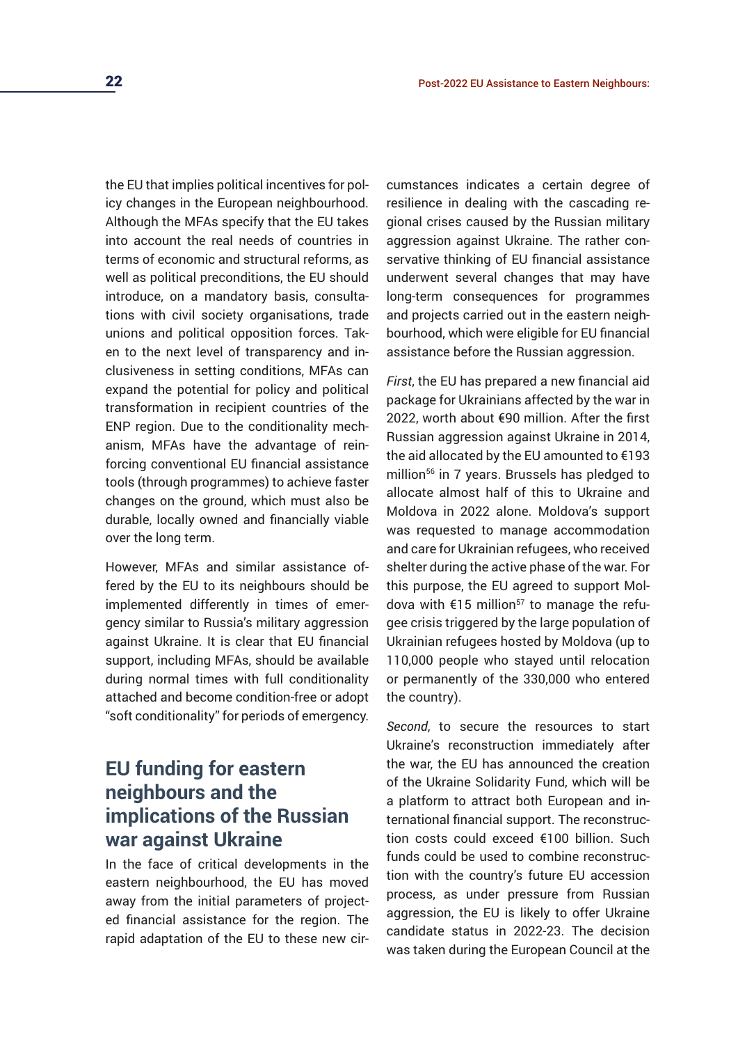the EU that implies political incentives for policy changes in the European neighbourhood. Although the MFAs specify that the EU takes into account the real needs of countries in terms of economic and structural reforms, as well as political preconditions, the EU should introduce, on a mandatory basis, consultations with civil society organisations, trade unions and political opposition forces. Taken to the next level of transparency and inclusiveness in setting conditions, MFAs can expand the potential for policy and political transformation in recipient countries of the ENP region. Due to the conditionality mechanism, MFAs have the advantage of reinforcing conventional EU financial assistance tools (through programmes) to achieve faster changes on the ground, which must also be durable, locally owned and financially viable over the long term.

However, MFAs and similar assistance offered by the EU to its neighbours should be implemented differently in times of emergency similar to Russia's military aggression against Ukraine. It is clear that EU financial support, including MFAs, should be available during normal times with full conditionality attached and become condition-free or adopt "soft conditionality" for periods of emergency.

## EU funding for eastern neighbours and the implications of the Russian war against Ukraine

In the face of critical developments in the eastern neighbourhood, the EU has moved away from the initial parameters of projected financial assistance for the region. The rapid adaptation of the EU to these new circumstances indicates a certain degree of resilience in dealing with the cascading regional crises caused by the Russian military aggression against Ukraine. The rather conservative thinking of EU financial assistance underwent several changes that may have long-term consequences for programmes and projects carried out in the eastern neighbourhood, which were eligible for EU financial assistance before the Russian aggression.

*First*, the EU has prepared a new financial aid package for Ukrainians affected by the war in 2022, worth about €90 million. After the first Russian aggression against Ukraine in 2014, the aid allocated by the EU amounted to €193 million[56] in 7 years. Brussels has pledged to allocate almost half of this to Ukraine and Moldova in 2022 alone. Moldova's support was requested to manage accommodation and care for Ukrainian refugees, who received shelter during the active phase of the war. For this purpose, the EU agreed to support Moldova with €15 million[57] to manage the refugee crisis triggered by the large population of Ukrainian refugees hosted by Moldova (up to 110,000 people who stayed until relocation or permanently of the 330,000 who entered the country).

*Second*, to secure the resources to start Ukraine's reconstruction immediately after the war, the EU has announced the creation of the Ukraine Solidarity Fund, which will be a platform to attract both European and international financial support. The reconstruction costs could exceed €100 billion. Such funds could be used to combine reconstruction with the country's future EU accession process, as under pressure from Russian aggression, the EU is likely to offer Ukraine candidate status in 2022-23. The decision was taken during the European Council at the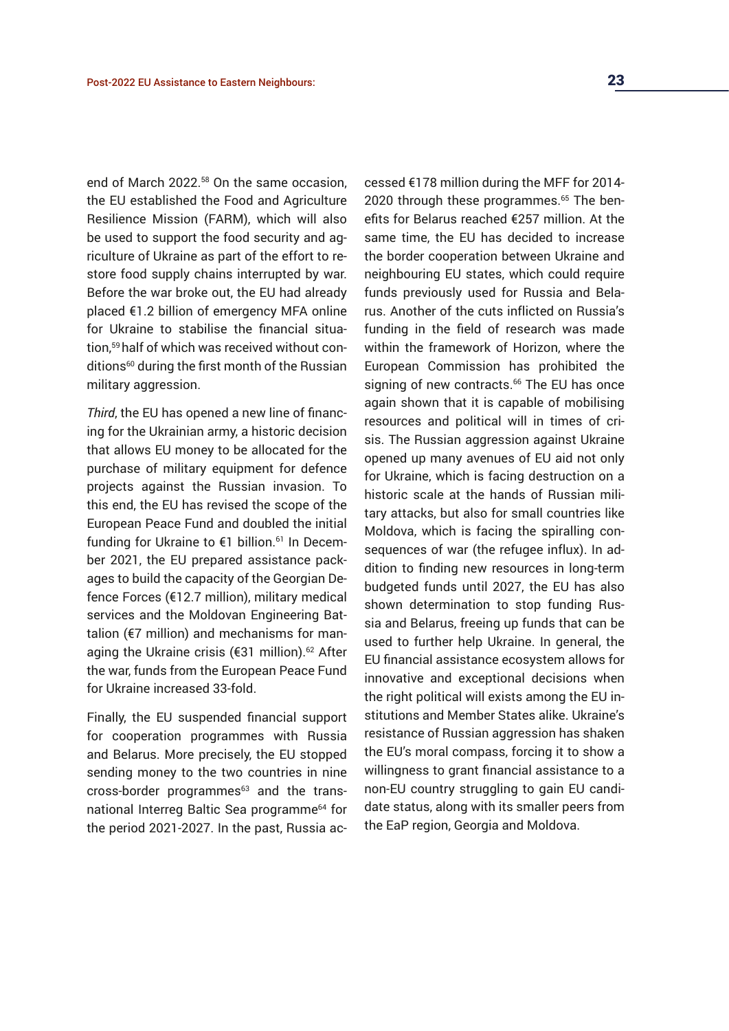end of March 2022.[58] On the same occasion, the EU established the Food and Agriculture Resilience Mission (FARM), which will also be used to support the food security and agriculture of Ukraine as part of the effort to restore food supply chains interrupted by war. Before the war broke out, the EU had already placed €1.2 billion of emergency MFA online for Ukraine to stabilise the financial situation,[59] half of which was received without conditions[60] during the first month of the Russian military aggression.

*Third*, the EU has opened a new line of financing for the Ukrainian army, a historic decision that allows EU money to be allocated for the purchase of military equipment for defence projects against the Russian invasion. To this end, the EU has revised the scope of the European Peace Fund and doubled the initial funding for Ukraine to €1 billion.[61] In December 2021, the EU prepared assistance packages to build the capacity of the Georgian Defence Forces (€12.7 million), military medical services and the Moldovan Engineering Battalion (€7 million) and mechanisms for managing the Ukraine crisis (€31 million).[62] After the war, funds from the European Peace Fund for Ukraine increased 33-fold.

Finally, the EU suspended financial support for cooperation programmes with Russia and Belarus. More precisely, the EU stopped sending money to the two countries in nine cross-border programmes[63] and the transnational Interreg Baltic Sea programme[64] for the period 2021-2027. In the past, Russia accessed €178 million during the MFF for 2014-2020 through these programmes.[65] The benefits for Belarus reached €257 million. At the same time, the EU has decided to increase the border cooperation between Ukraine and neighbouring EU states, which could require funds previously used for Russia and Belarus. Another of the cuts inflicted on Russia's funding in the field of research was made within the framework of Horizon, where the European Commission has prohibited the signing of new contracts.[66] The EU has once again shown that it is capable of mobilising resources and political will in times of crisis. The Russian aggression against Ukraine opened up many avenues of EU aid not only for Ukraine, which is facing destruction on a historic scale at the hands of Russian military attacks, but also for small countries like Moldova, which is facing the spiralling consequences of war (the refugee influx). In addition to finding new resources in long-term budgeted funds until 2027, the EU has also shown determination to stop funding Russia and Belarus, freeing up funds that can be used to further help Ukraine. In general, the EU financial assistance ecosystem allows for innovative and exceptional decisions when the right political will exists among the EU institutions and Member States alike. Ukraine's resistance of Russian aggression has shaken the EU's moral compass, forcing it to show a willingness to grant financial assistance to a non-EU country struggling to gain EU candidate status, along with its smaller peers from the EaP region, Georgia and Moldova.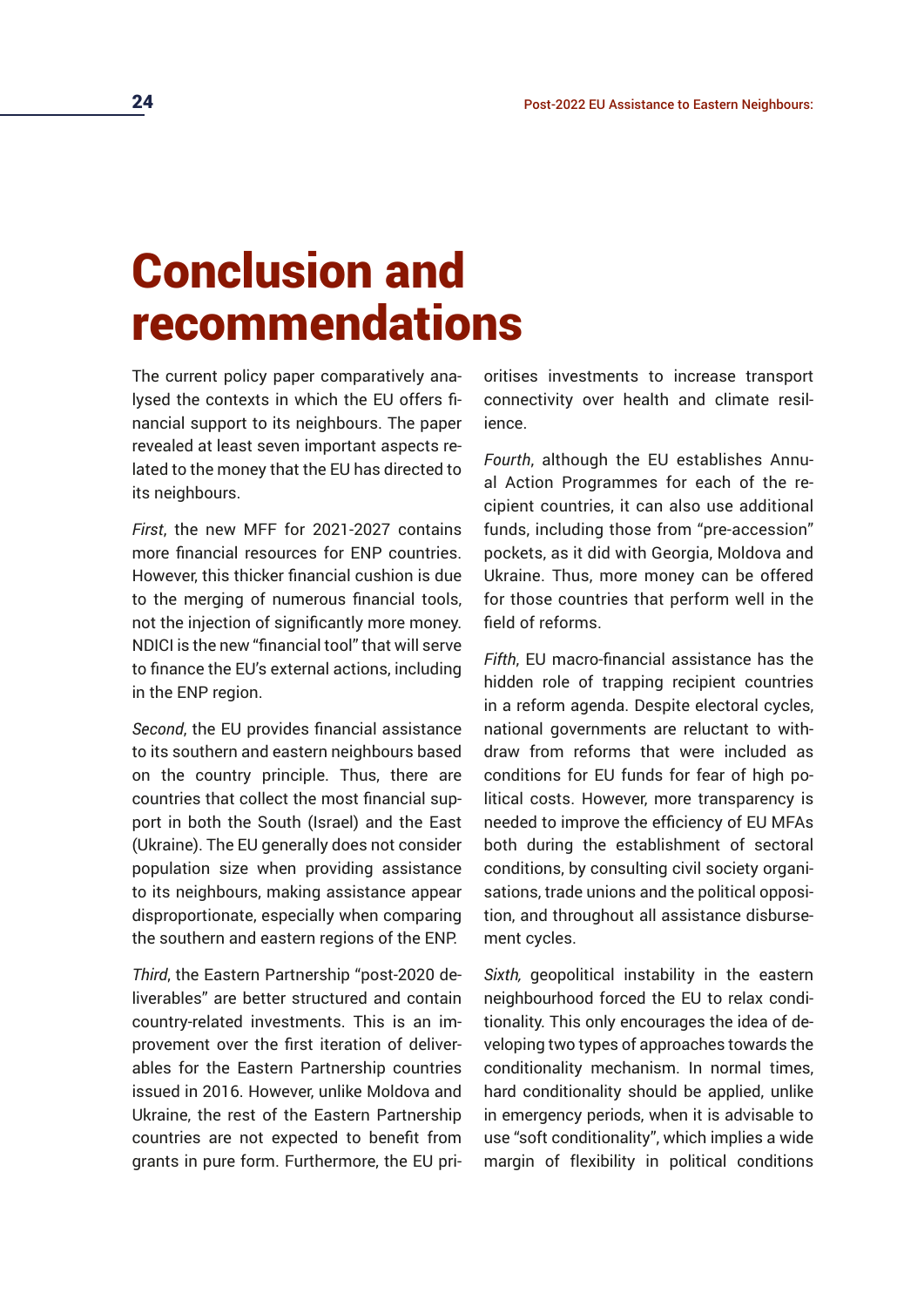# Conclusion and recommendations

The current policy paper comparatively analysed the contexts in which the EU offers financial support to its neighbours. The paper revealed at least seven important aspects related to the money that the EU has directed to its neighbours.

*First*, the new MFF for 2021-2027 contains more financial resources for ENP countries. However, this thicker financial cushion is due to the merging of numerous financial tools, not the injection of significantly more money. NDICI is the new "financial tool" that will serve to finance the EU's external actions, including in the ENP region.

*Second*, the EU provides financial assistance to its southern and eastern neighbours based on the country principle. Thus, there are countries that collect the most financial support in both the South (Israel) and the East (Ukraine). The EU generally does not consider population size when providing assistance to its neighbours, making assistance appear disproportionate, especially when comparing the southern and eastern regions of the ENP.

*Third*, the Eastern Partnership "post-2020 deliverables" are better structured and contain country-related investments. This is an improvement over the first iteration of deliverables for the Eastern Partnership countries issued in 2016. However, unlike Moldova and Ukraine, the rest of the Eastern Partnership countries are not expected to benefit from grants in pure form. Furthermore, the EU prioritises investments to increase transport connectivity over health and climate resilience.

*Fourth*, although the EU establishes Annual Action Programmes for each of the recipient countries, it can also use additional funds, including those from "pre-accession" pockets, as it did with Georgia, Moldova and Ukraine. Thus, more money can be offered for those countries that perform well in the field of reforms.

*Fifth*, EU macro-financial assistance has the hidden role of trapping recipient countries in a reform agenda. Despite electoral cycles, national governments are reluctant to withdraw from reforms that were included as conditions for EU funds for fear of high political costs. However, more transparency is needed to improve the efficiency of EU MFAs both during the establishment of sectoral conditions, by consulting civil society organisations, trade unions and the political opposition, and throughout all assistance disbursement cycles.

*Sixth,* geopolitical instability in the eastern neighbourhood forced the EU to relax conditionality. This only encourages the idea of developing two types of approaches towards the conditionality mechanism. In normal times, hard conditionality should be applied, unlike in emergency periods, when it is advisable to use "soft conditionality", which implies a wide margin of flexibility in political conditions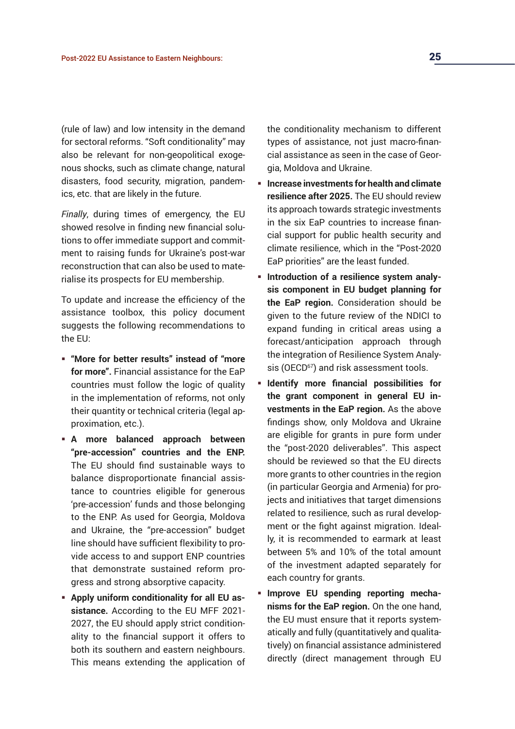(rule of law) and low intensity in the demand for sectoral reforms. "Soft conditionality" may also be relevant for non-geopolitical exogenous shocks, such as climate change, natural disasters, food security, migration, pandemics, etc. that are likely in the future.

*Finally*, during times of emergency, the EU showed resolve in finding new financial solutions to offer immediate support and commitment to raising funds for Ukraine's post-war reconstruction that can also be used to materialise its prospects for EU membership.

To update and increase the efficiency of the assistance toolbox, this policy document suggests the following recommendations to the EU:

- **"More for better results" instead of "more for more".** Financial assistance for the EaP countries must follow the logic of quality in the implementation of reforms, not only their quantity or technical criteria (legal approximation, etc.).
- **A more balanced approach between "pre-accession" countries and the ENP.** The EU should find sustainable ways to balance disproportionate financial assistance to countries eligible for generous 'pre-accession' funds and those belonging to the ENP. As used for Georgia, Moldova and Ukraine, the "pre-accession" budget line should have sufficient flexibility to provide access to and support ENP countries that demonstrate sustained reform progress and strong absorptive capacity.
- **Apply uniform conditionality for all EU assistance.** According to the EU MFF 2021-2027, the EU should apply strict conditionality to the financial support it offers to both its southern and eastern neighbours. This means extending the application of the conditionality mechanism to different types of assistance, not just macro-financial assistance as seen in the case of Georgia, Moldova and Ukraine.
- **Increase investments for health and climate resilience after 2025.** The EU should review its approach towards strategic investments in the six EaP countries to increase financial support for public health security and climate resilience, which in the "Post-2020 EaP priorities" are the least funded.
- **Introduction of a resilience system analysis component in EU budget planning for the EaP region.** Consideration should be given to the future review of the NDICI to expand funding in critical areas using a forecast/anticipation approach through the integration of Resilience System Analysis (OECD[67]) and risk assessment tools.
- **Identify more financial possibilities for the grant component in general EU investments in the EaP region.** As the above findings show, only Moldova and Ukraine are eligible for grants in pure form under the "post-2020 deliverables". This aspect should be reviewed so that the EU directs more grants to other countries in the region (in particular Georgia and Armenia) for projects and initiatives that target dimensions related to resilience, such as rural development or the fight against migration. Ideally, it is recommended to earmark at least between 5% and 10% of the total amount of the investment adapted separately for each country for grants.
- **Improve EU spending reporting mechanisms for the EaP region.** On the one hand, the EU must ensure that it reports systematically and fully (quantitatively and qualitatively) on financial assistance administered directly (direct management through EU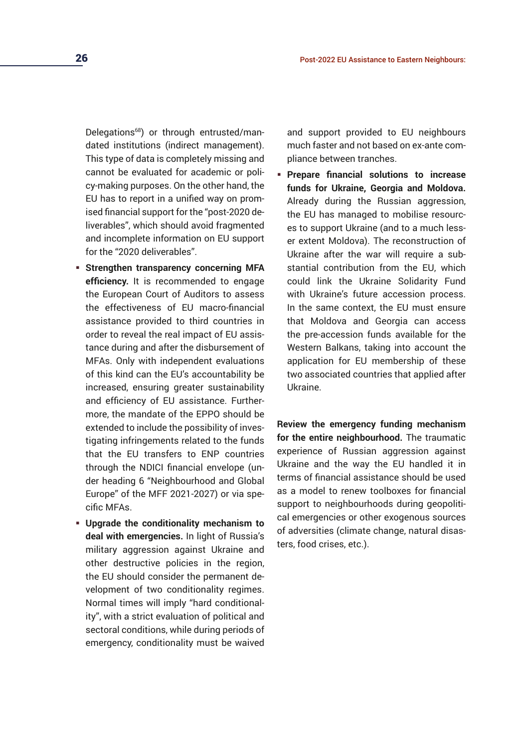Delegations[68]) or through entrusted/mandated institutions (indirect management). This type of data is completely missing and cannot be evaluated for academic or policy-making purposes. On the other hand, the EU has to report in a unified way on promised financial support for the "post-2020 deliverables", which should avoid fragmented and incomplete information on EU support for the "2020 deliverables".

- **Strengthen transparency concerning MFA efficiency.** It is recommended to engage the European Court of Auditors to assess the effectiveness of EU macro-financial assistance provided to third countries in order to reveal the real impact of EU assistance during and after the disbursement of MFAs. Only with independent evaluations of this kind can the EU's accountability be increased, ensuring greater sustainability and efficiency of EU assistance. Furthermore, the mandate of the EPPO should be extended to include the possibility of investigating infringements related to the funds that the EU transfers to ENP countries through the NDICI financial envelope (under heading 6 "Neighbourhood and Global Europe" of the MFF 2021-2027) or via specific MFAs.
- **Upgrade the conditionality mechanism to deal with emergencies.** In light of Russia's military aggression against Ukraine and other destructive policies in the region, the EU should consider the permanent development of two conditionality regimes. Normal times will imply "hard conditionality", with a strict evaluation of political and sectoral conditions, while during periods of emergency, conditionality must be waived and support provided to EU neighbours much faster and not based on ex-ante compliance between tranches.
- **Prepare financial solutions to increase funds for Ukraine, Georgia and Moldova.** Already during the Russian aggression, the EU has managed to mobilise resources to support Ukraine (and to a much lesser extent Moldova). The reconstruction of Ukraine after the war will require a substantial contribution from the EU, which could link the Ukraine Solidarity Fund with Ukraine's future accession process. In the same context, the EU must ensure that Moldova and Georgia can access the pre-accession funds available for the Western Balkans, taking into account the application for EU membership of these two associated countries that applied after Ukraine.

**Review the emergency funding mechanism for the entire neighbourhood.** The traumatic experience of Russian aggression against Ukraine and the way the EU handled it in terms of financial assistance should be used as a model to renew toolboxes for financial support to neighbourhoods during geopolitical emergencies or other exogenous sources of adversities (climate change, natural disasters, food crises, etc.).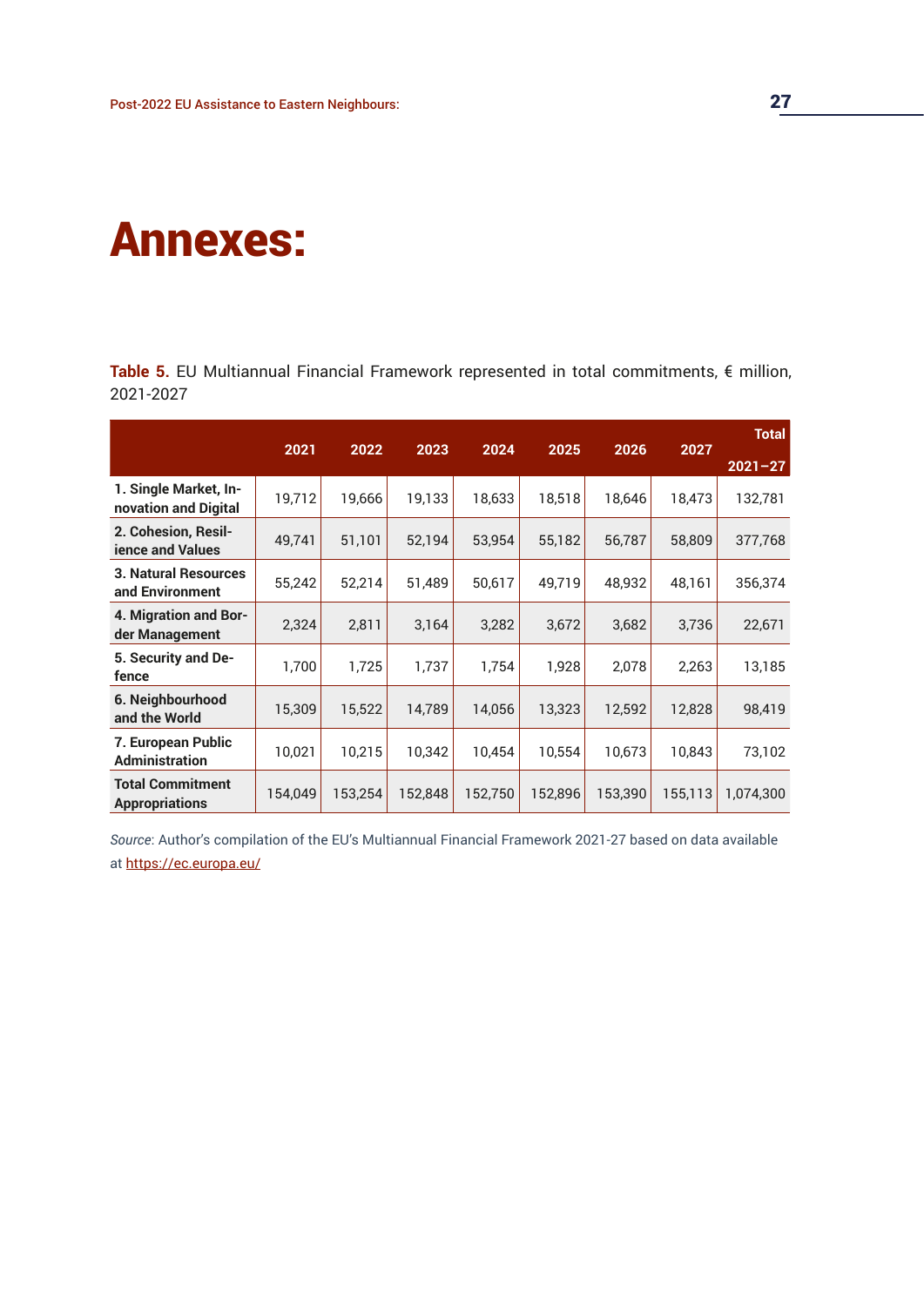# Annexes:

**Table 5.** EU Multiannual Financial Framework represented in total commitments, € million, 2021-2027

| | 2021 | 2022 | 2023 | 2024 | 2025 | 2026 | 2027 | Total 2021–27 |
|---|---|---|---|---|---|---|---|---|
| **1. Single Market, Innovation and Digital** | 19,712 | 19,666 | 19,133 | 18,633 | 18,518 | 18,646 | 18,473 | 132,781 |
| **2. Cohesion, Resilience and Values** | 49,741 | 51,101 | 52,194 | 53,954 | 55,182 | 56,787 | 58,809 | 377,768 |
| **3. Natural Resources and Environment** | 55,242 | 52,214 | 51,489 | 50,617 | 49,719 | 48,932 | 48,161 | 356,374 |
| **4. Migration and Border Management** | 2,324 | 2,811 | 3,164 | 3,282 | 3,672 | 3,682 | 3,736 | 22,671 |
| **5. Security and Defence** | 1,700 | 1,725 | 1,737 | 1,754 | 1,928 | 2,078 | 2,263 | 13,185 |
| **6. Neighbourhood and the World** | 15,309 | 15,522 | 14,789 | 14,056 | 13,323 | 12,592 | 12,828 | 98,419 |
| **7. European Public Administration** | 10,021 | 10,215 | 10,342 | 10,454 | 10,554 | 10,673 | 10,843 | 73,102 |
| **Total Commitment Appropriations** | 154,049 | 153,254 | 152,848 | 152,750 | 152,896 | 153,390 | 155,113 | 1,074,300 |

*Source*: Author's compilation of the EU's Multiannual Financial Framework 2021-27 based on data available at https://ec.europa.eu/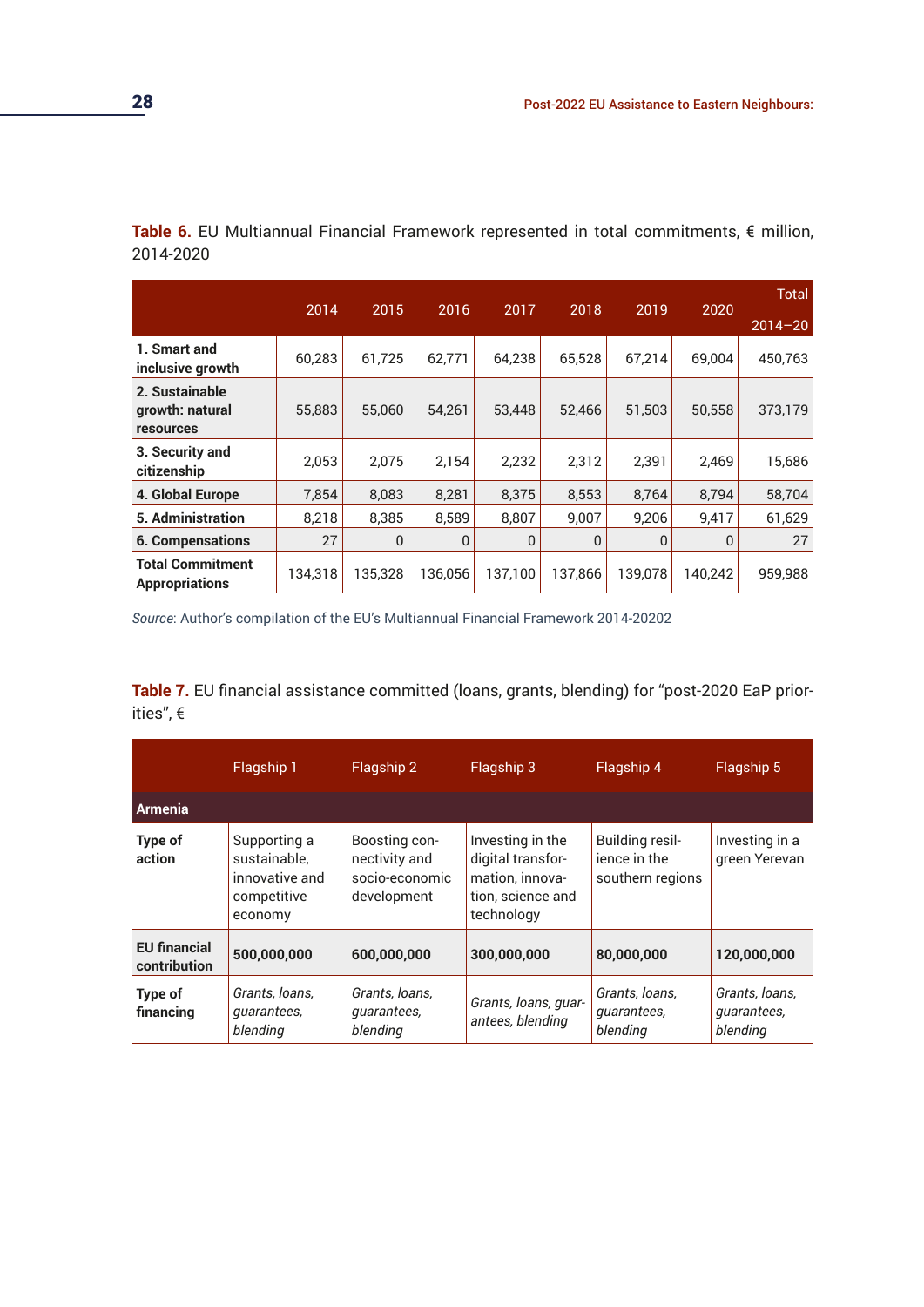**Table 6.** EU Multiannual Financial Framework represented in total commitments, € million, 2014-2020

| | 2014 | 2015 | 2016 | 2017 | 2018 | 2019 | 2020 | Total 2014–20 |
|---|---|---|---|---|---|---|---|---|
| **1. Smart and inclusive growth** | 60,283 | 61,725 | 62,771 | 64,238 | 65,528 | 67,214 | 69,004 | 450,763 |
| **2. Sustainable growth: natural resources** | 55,883 | 55,060 | 54,261 | 53,448 | 52,466 | 51,503 | 50,558 | 373,179 |
| **3. Security and citizenship** | 2,053 | 2,075 | 2,154 | 2,232 | 2,312 | 2,391 | 2,469 | 15,686 |
| **4. Global Europe** | 7,854 | 8,083 | 8,281 | 8,375 | 8,553 | 8,764 | 8,794 | 58,704 |
| **5. Administration** | 8,218 | 8,385 | 8,589 | 8,807 | 9,007 | 9,206 | 9,417 | 61,629 |
| **6. Compensations** | 27 | 0 | 0 | 0 | 0 | 0 | 0 | 27 |
| **Total Commitment Appropriations** | 134,318 | 135,328 | 136,056 | 137,100 | 137,866 | 139,078 | 140,242 | 959,988 |

*Source*: Author's compilation of the EU's Multiannual Financial Framework 2014-20202

**Table 7.** EU financial assistance committed (loans, grants, blending) for "post-2020 EaP priorities", €

| | Flagship 1 | Flagship 2 | Flagship 3 | Flagship 4 | Flagship 5 |
|---|---|---|---|---|---|
| **Armenia** | | | | | |
| **Type of action** | Supporting a sustainable, innovative and competitive economy | Boosting connectivity and socio-economic development | Investing in the digital transformation, innovation, science and technology | Building resilience in the southern regions | Investing in a green Yerevan |
| **EU financial contribution** | **500,000,000** | **600,000,000** | **300,000,000** | **80,000,000** | **120,000,000** |
| **Type of financing** | *Grants, loans, guarantees, blending* | *Grants, loans, guarantees, blending* | *Grants, loans, guarantees, blending* | *Grants, loans, guarantees, blending* | *Grants, loans, guarantees, blending* |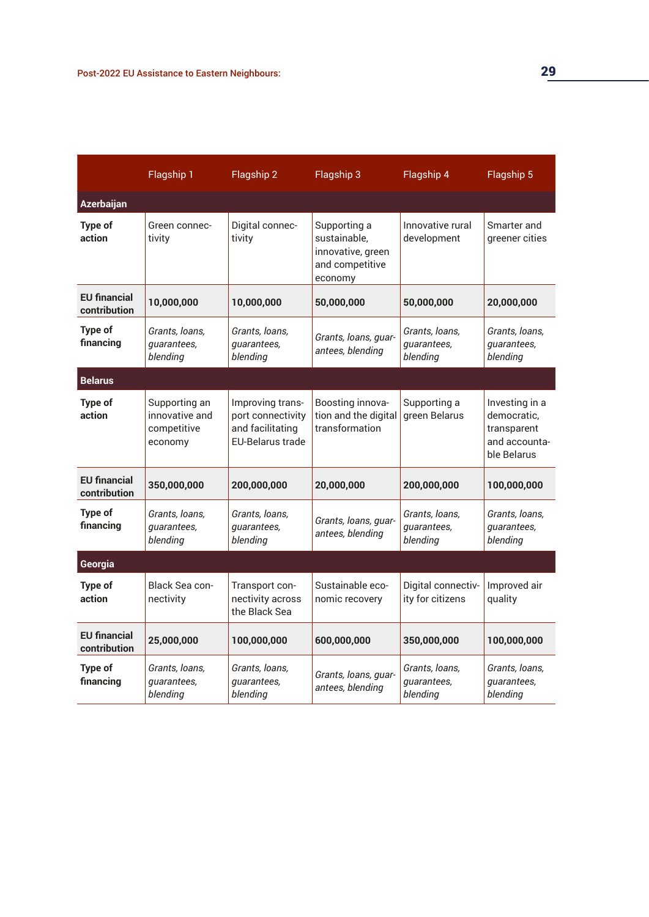| | Flagship 1 | Flagship 2 | Flagship 3 | Flagship 4 | Flagship 5 |
|---|---|---|---|---|---|
| **Azerbaijan** | | | | | |
| **Type of action** | Green connectivity | Digital connectivity | Supporting a sustainable, innovative, green and competitive economy | Innovative rural development | Smarter and greener cities |
| **EU financial contribution** | **10,000,000** | **10,000,000** | **50,000,000** | **50,000,000** | **20,000,000** |
| **Type of financing** | *Grants, loans, guarantees, blending* | *Grants, loans, guarantees, blending* | *Grants, loans, guarantees, blending* | *Grants, loans, guarantees, blending* | *Grants, loans, guarantees, blending* |
| **Belarus** | | | | | |
| **Type of action** | Supporting an innovative and competitive economy | Improving transport connectivity and facilitating EU-Belarus trade | Boosting innovation and the digital transformation | Supporting a green Belarus | Investing in a democratic, transparent and accountable Belarus |
| **EU financial contribution** | **350,000,000** | **200,000,000** | **20,000,000** | **200,000,000** | **100,000,000** |
| **Type of financing** | *Grants, loans, guarantees, blending* | *Grants, loans, guarantees, blending* | *Grants, loans, guarantees, blending* | *Grants, loans, guarantees, blending* | *Grants, loans, guarantees, blending* |
| **Georgia** | | | | | |
| **Type of action** | Black Sea connectivity | Transport connectivity across the Black Sea | Sustainable economic recovery | Digital connectivity for citizens | Improved air quality |
| **EU financial contribution** | **25,000,000** | **100,000,000** | **600,000,000** | **350,000,000** | **100,000,000** |
| **Type of financing** | *Grants, loans, guarantees, blending* | *Grants, loans, guarantees, blending* | *Grants, loans, guarantees, blending* | *Grants, loans, guarantees, blending* | *Grants, loans, guarantees, blending* |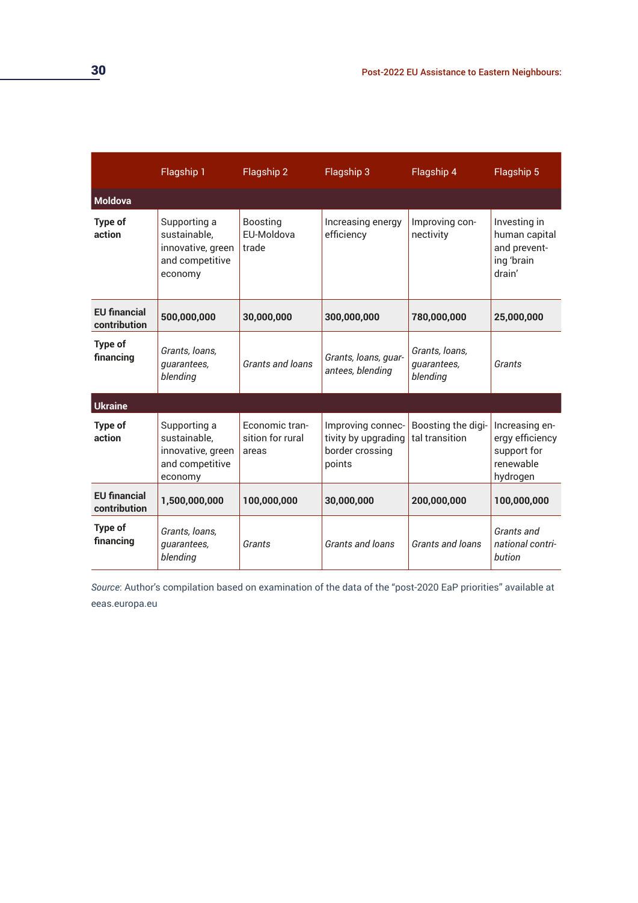|  | Flagship 1 | Flagship 2 | Flagship 3 | Flagship 4 | Flagship 5 |
|---|---|---|---|---|---|
| **Moldova** |  |  |  |  |  |
| **Type of action** | Supporting a sustainable, innovative, green and competitive economy | Boosting EU-Moldova trade | Increasing energy efficiency | Improving connectivity | Investing in human capital and preventing 'brain drain' |
| **EU financial contribution** | **500,000,000** | **30,000,000** | **300,000,000** | **780,000,000** | **25,000,000** |
| **Type of financing** | *Grants, loans, guarantees, blending* | *Grants and loans* | *Grants, loans, guarantees, blending* | *Grants, loans, guarantees, blending* | *Grants* |
| **Ukraine** |  |  |  |  |  |
| **Type of action** | Supporting a sustainable, innovative, green and competitive economy | Economic transition for rural areas | Improving connectivity by upgrading border crossing points | Boosting the digital transition | Increasing energy efficiency support for renewable hydrogen |
| **EU financial contribution** | **1,500,000,000** | **100,000,000** | **30,000,000** | **200,000,000** | **100,000,000** |
| **Type of financing** | *Grants, loans, guarantees, blending* | *Grants* | *Grants and loans* | *Grants and loans* | *Grants and national contribution* |

*Source*: Author's compilation based on examination of the data of the "post-2020 EaP priorities" available at eeas.europa.eu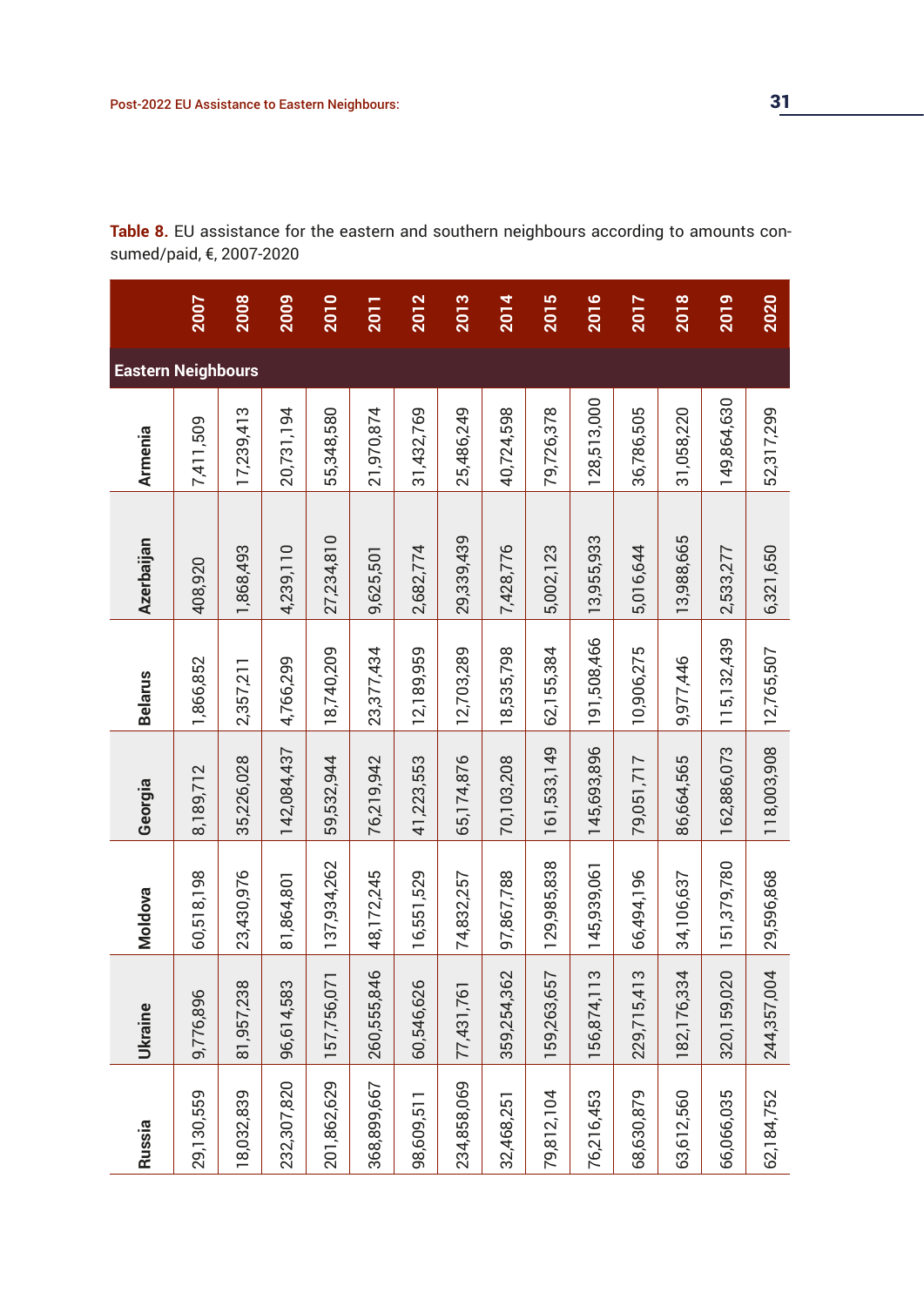**Table 8.** EU assistance for the eastern and southern neighbours according to amounts consumed/paid, €, 2007-2020

| | 2007 | 2008 | 2009 | 2010 | 2011 | 2012 | 2013 | 2014 | 2015 | 2016 | 2017 | 2018 | 2019 | 2020 |
|---|---|---|---|---|---|---|---|---|---|---|---|---|---|---|
| **Eastern Neighbours** | | | | | | | | | | | | | | |
| **Armenia** | 7,411,509 | 17,239,413 | 20,731,194 | 55,348,580 | 21,970,874 | 31,432,769 | 25,486,249 | 40,724,598 | 79,726,378 | 128,513,000 | 36,786,505 | 31,058,220 | 149,864,630 | 52,317,299 |
| **Azerbaijan** | 408,920 | 1,868,493 | 4,239,110 | 27,234,810 | 9,625,501 | 2,682,774 | 29,339,439 | 7,428,776 | 5,002,123 | 13,955,933 | 5,016,644 | 13,988,665 | 2,533,277 | 6,321,650 |
| **Belarus** | 1,866,852 | 2,357,211 | 4,766,299 | 18,740,209 | 23,377,434 | 12,189,959 | 12,703,289 | 18,535,798 | 62,155,384 | 191,508,466 | 10,906,275 | 9,977,446 | 115,132,439 | 12,765,507 |
| **Georgia** | 8,189,712 | 35,226,028 | 142,084,437 | 59,532,944 | 76,219,942 | 41,223,553 | 65,174,876 | 70,103,208 | 161,533,149 | 145,693,896 | 79,051,717 | 86,664,565 | 162,886,073 | 118,003,908 |
| **Moldova** | 60,518,198 | 23,430,976 | 81,864,801 | 137,934,262 | 48,172,245 | 16,551,529 | 74,832,257 | 97,867,788 | 129,985,838 | 145,939,061 | 66,494,196 | 34,106,637 | 151,379,780 | 29,596,868 |
| **Ukraine** | 9,776,896 | 81,957,238 | 96,614,583 | 157,756,071 | 260,555,846 | 60,546,626 | 77,431,761 | 359,254,362 | 159,263,657 | 156,874,113 | 229,715,413 | 182,176,334 | 320,159,020 | 244,357,004 |
| **Russia** | 29,130,559 | 18,032,839 | 232,307,820 | 201,862,629 | 368,899,667 | 98,609,511 | 234,858,069 | 32,468,251 | 79,812,104 | 76,216,453 | 68,630,879 | 63,612,560 | 66,066,035 | 62,184,752 |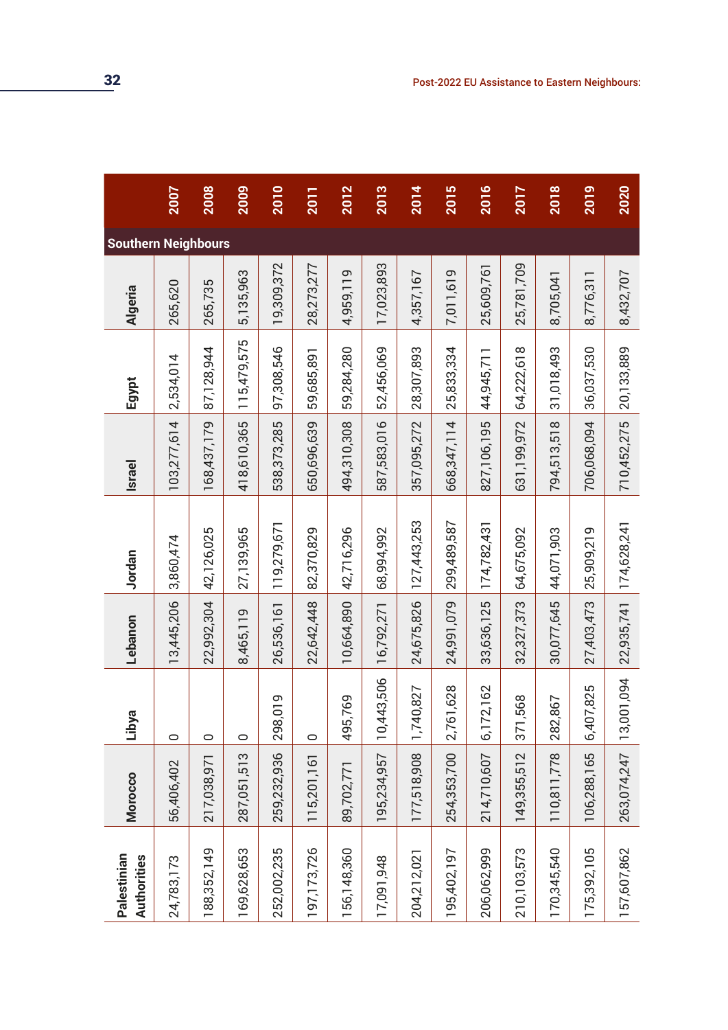| | 2007 | 2008 | 2009 | 2010 | 2011 | 2012 | 2013 | 2014 | 2015 | 2016 | 2017 | 2018 | 2019 | 2020 |
|---|---|---|---|---|---|---|---|---|---|---|---|---|---|---|
| **Southern Neighbours** | | | | | | | | | | | | | | |
| **Algeria** | 265,620 | 265,735 | 5,135,963 | 19,309,372 | 28,273,277 | 4,959,119 | 17,023,893 | 4,357,167 | 7,011,619 | 25,609,761 | 25,781,709 | 8,705,041 | 8,776,311 | 8,432,707 |
| **Egypt** | 2,534,014 | 87,128,944 | 115,479,575 | 97,308,546 | 59,685,891 | 59,284,280 | 52,456,069 | 28,307,893 | 25,833,334 | 44,945,711 | 64,222,618 | 31,018,493 | 36,037,530 | 20,133,889 |
| **Israel** | 103,277,614 | 168,437,179 | 418,610,365 | 538,373,285 | 650,696,639 | 494,310,308 | 587,583,016 | 357,095,272 | 668,347,114 | 827,106,195 | 631,199,972 | 794,513,518 | 706,068,094 | 710,452,275 |
| **Jordan** | 3,860,474 | 42,126,025 | 27,139,965 | 119,279,671 | 82,370,829 | 42,716,296 | 68,994,992 | 127,443,253 | 299,489,587 | 174,782,431 | 64,675,092 | 44,071,903 | 25,909,219 | 174,628,241 |
| **Lebanon** | 13,445,206 | 22,992,304 | 8,465,119 | 26,536,161 | 22,642,448 | 10,664,890 | 16,792,271 | 24,675,826 | 24,991,079 | 33,636,125 | 32,327,373 | 30,077,645 | 27,403,473 | 22,935,741 |
| **Libya** | 0 | 0 | 0 | 298,019 | 0 | 495,769 | 10,443,506 | 1,740,827 | 2,761,628 | 6,172,162 | 371,568 | 282,867 | 6,407,825 | 13,001,094 |
| **Morocco** | 56,406,402 | 217,038,971 | 287,051,513 | 259,232,936 | 115,201,161 | 89,702,771 | 195,234,957 | 177,518,908 | 254,353,700 | 214,710,607 | 149,355,512 | 110,811,778 | 106,288,165 | 263,074,247 |
| **Palestinian Authorities** | 24,783,173 | 188,352,149 | 169,628,653 | 252,002,235 | 197,173,726 | 156,148,360 | 17,091,948 | 204,212,021 | 195,402,197 | 206,062,999 | 210,103,573 | 170,345,540 | 175,392,105 | 157,607,862 |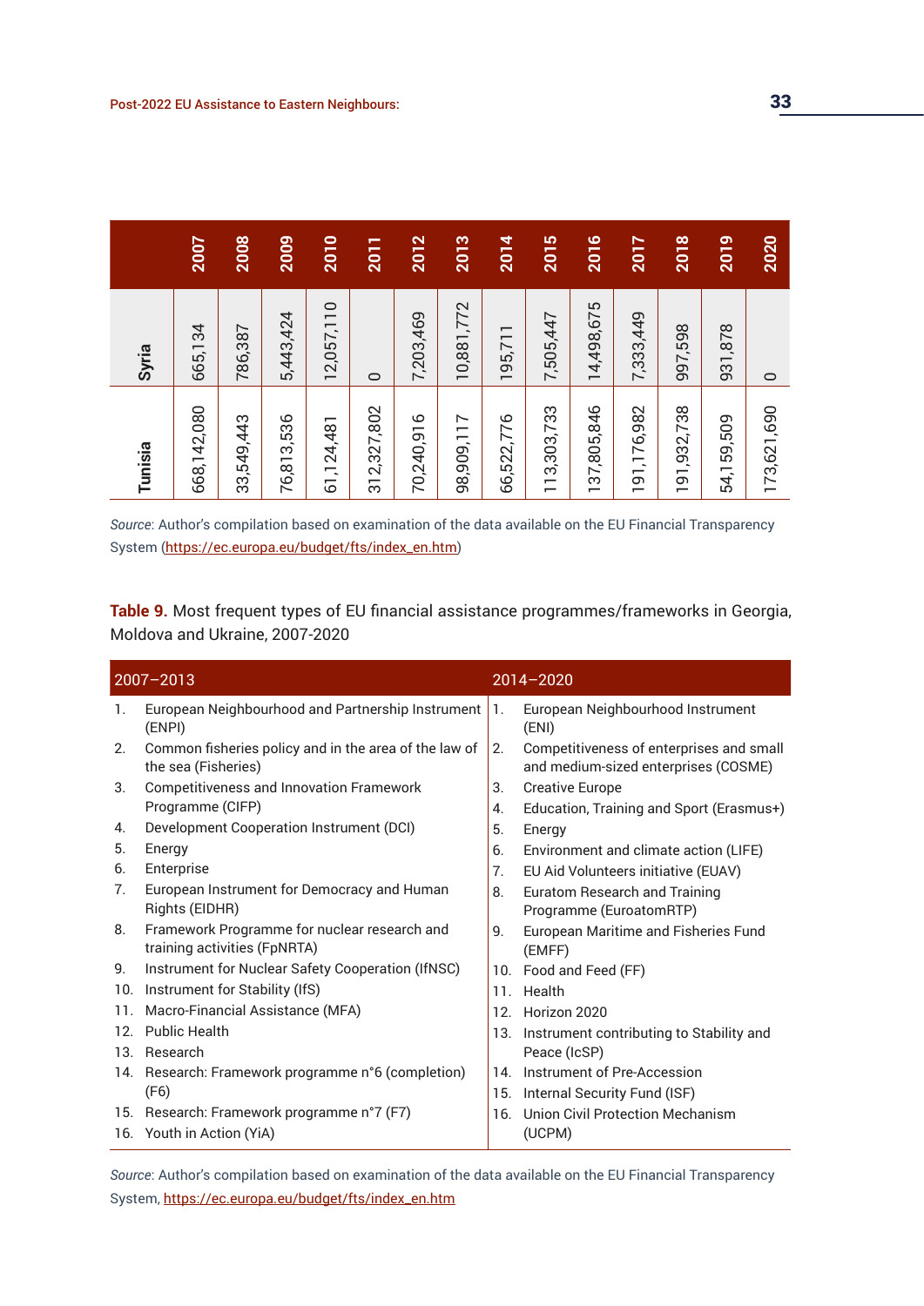| | 2007 | 2008 | 2009 | 2010 | 2011 | 2012 | 2013 | 2014 | 2015 | 2016 | 2017 | 2018 | 2019 | 2020 |
|---|---|---|---|---|---|---|---|---|---|---|---|---|---|---|
| **Syria** | 665,134 | 786,387 | 5,443,424 | 12,057,110 | 0 | 7,203,469 | 10,881,772 | 195,711 | 7,505,447 | 14,498,675 | 7,333,449 | 997,598 | 931,878 | 0 |
| **Tunisia** | 668,142,080 | 33,549,443 | 76,813,536 | 61,124,481 | 312,327,802 | 70,240,916 | 98,909,117 | 66,522,776 | 113,303,733 | 137,805,846 | 191,176,982 | 191,932,738 | 54,159,509 | 173,621,690 |

*Source*: Author's compilation based on examination of the data available on the EU Financial Transparency System (https://ec.europa.eu/budget/fts/index_en.htm)

**Table 9.** Most frequent types of EU financial assistance programmes/frameworks in Georgia, Moldova and Ukraine, 2007-2020

| 2007–2013 | 2014–2020 |
|---|---|
| 1. European Neighbourhood and Partnership Instrument (ENPI) | 1. European Neighbourhood Instrument (ENI) |
| 2. Common fisheries policy and in the area of the law of the sea (Fisheries) | 2. Competitiveness of enterprises and small and medium-sized enterprises (COSME) |
| 3. Competitiveness and Innovation Framework Programme (CIFP) | 3. Creative Europe |
| 4. Development Cooperation Instrument (DCI) | 4. Education, Training and Sport (Erasmus+) |
| 5. Energy | 5. Energy |
| 6. Enterprise | 6. Environment and climate action (LIFE) |
| 7. European Instrument for Democracy and Human Rights (EIDHR) | 7. EU Aid Volunteers initiative (EUAV) |
| 8. Framework Programme for nuclear research and training activities (FpNRTA) | 8. Euratom Research and Training Programme (EuroatomRTP) |
| 9. Instrument for Nuclear Safety Cooperation (IfNSC) | 9. European Maritime and Fisheries Fund (EMFF) |
| 10. Instrument for Stability (IfS) | 10. Food and Feed (FF) |
| 11. Macro-Financial Assistance (MFA) | 11. Health |
| 12. Public Health | 12. Horizon 2020 |
| 13. Research | 13. Instrument contributing to Stability and Peace (IcSP) |
| 14. Research: Framework programme n°6 (completion) (F6) | 14. Instrument of Pre-Accession |
| 15. Research: Framework programme n°7 (F7) | 15. Internal Security Fund (ISF) |
| 16. Youth in Action (YiA) | 16. Union Civil Protection Mechanism (UCPM) |

*Source*: Author's compilation based on examination of the data available on the EU Financial Transparency System, https://ec.europa.eu/budget/fts/index_en.htm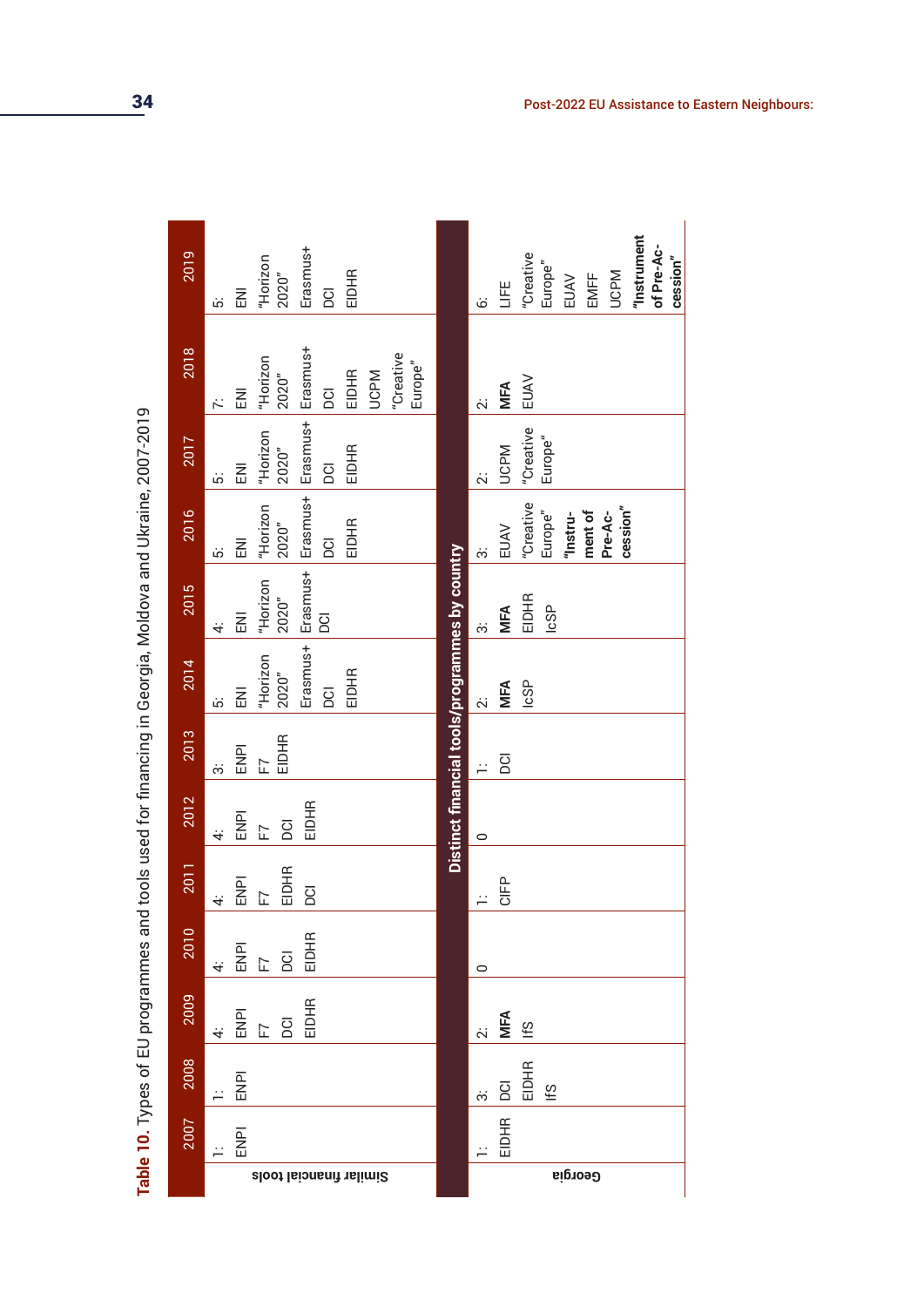Table 10. Types of EU programmes and tools used for financing in Georgia, Moldova and Ukraine, 2007-2019

| | 2007 | 2008 | 2009 | 2010 | 2011 | 2012 | 2013 | 2014 | 2015 | 2016 | 2017 | 2018 | 2019 |
|---|---|---|---|---|---|---|---|---|---|---|---|---|---|
| Similar financial tools | 1: ENPI | 1: ENPI | 4: ENPI F7 DCI EIDHR | 4: ENPI F7 DCI EIDHR | 4: ENPI F7 EIDHR DCI | 4: ENPI F7 DCI EIDHR | 3: ENPI F7 EIDHR | 5: ENI "Horizon 2020" Erasmus+ DCI EIDHR | 4: ENI "Horizon 2020" Erasmus+ DCI | 5: ENI "Horizon 2020" Erasmus+ DCI EIDHR | 5: ENI "Horizon 2020" Erasmus+ DCI EIDHR | 7: ENI "Horizon 2020" Erasmus+ DCI EIDHR UCPM "Creative Europe" | 5: ENI "Horizon 2020" Erasmus+ DCI EIDHR |
| **Distinct financial tools/programmes by country** | | | | | | | | | | | | | |
| Georgia | 1: EIDHR | 3: DCI EIDHR IfS | 2: **MFA** IfS | 0 | 1: CIFP | 0 | 1: DCI | 2: **MFA** IcSP | 3: **MFA** EIDHR IcSP | 3: EUAV "Creative Europe" **"Instrument of Pre-Accession"** | 2: UCPM "Creative Europe" | 2: **MFA** EUAV | 6: LIFE "Creative Europe" EUAV EMFF UCPM **"Instrument of Pre-Accession"** |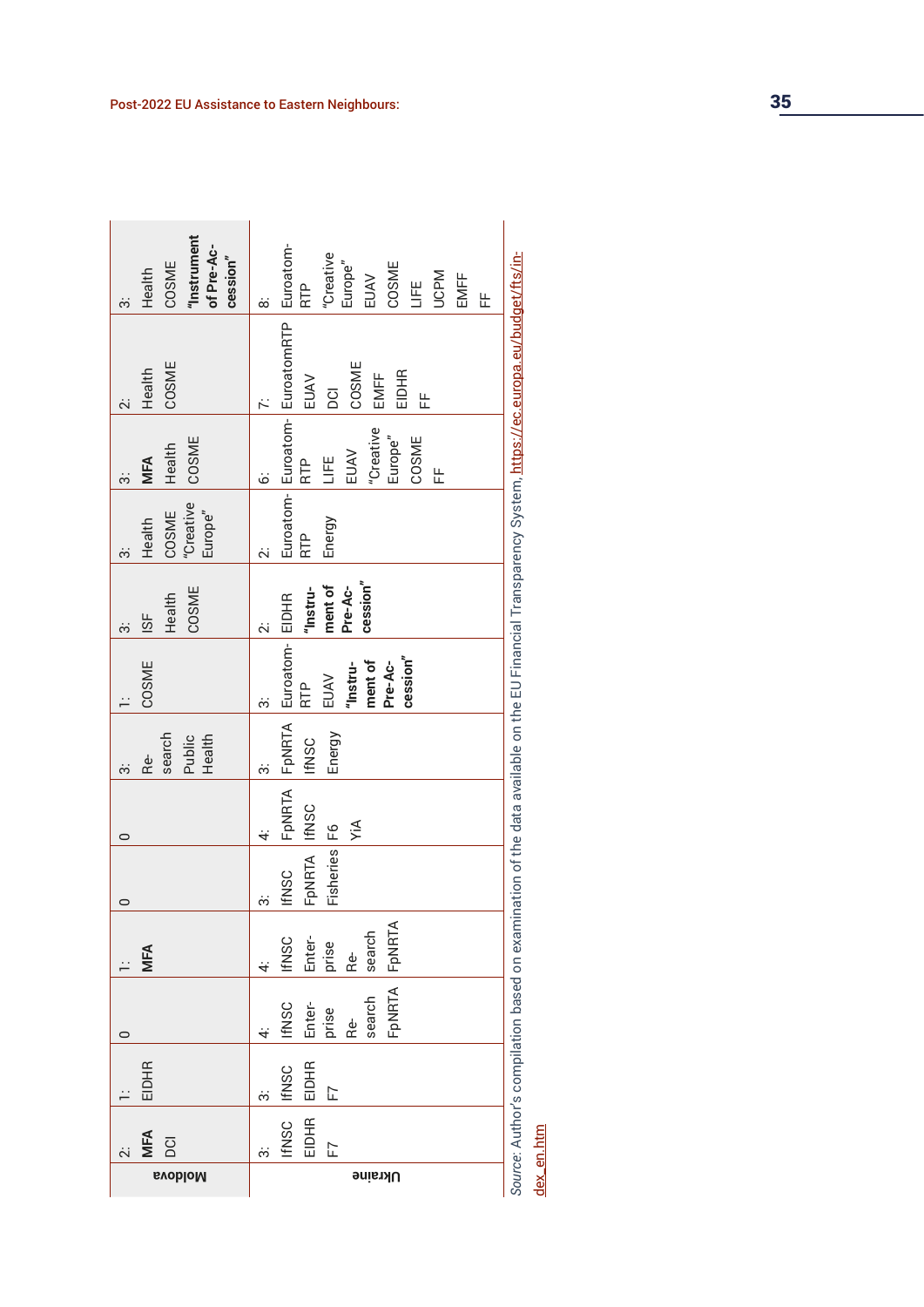| | | | | | | | | | | | | | |
|---|---|---|---|---|---|---|---|---|---|---|---|---|---|
| **Moldova** | 2: **MFA** DCI | 1: EIDHR | 0 | 1: **MFA** | 0 | 0 | 3: Research Public Health | 1: COSME | 3: ISF Health COSME | 3: Health COSME "Creative Europe" | 3: **MFA** Health COSME | 2: Health COSME | 3: Health COSME **"Instrument of Pre-Accession"** |
| **Ukraine** | 3: IfNSC EIDHR F7 | 3: IfNSC EIDHR F7 | 4: IfNSC Enterprise Research FpNRTA | 4: IfNSC Enterprise Research FpNRTA | 3: IfNSC FpNRTA Fisheries | 4: FpNRTA IfNSC F6 YiA | 3: FpNRTA IfNSC Energy | 3: Euroatom-RTP EUAV **"Instrument of Pre-Accession"** | 2: EIDHR **"Instrument of Pre-Accession"** | 2: Euroatom-RTP Energy | 6: Euroatom-RTP LIFE EUAV "Creative Europe" COSME FF | 7: EuroatomRTP EUAV DCI COSME EMFF EIDHR FF | 8: Euroatom-RTP "Creative Europe" EUAV COSME LIFE UCPM EMFF FF |

*Source*: Author's compilation based on examination of the data available on the EU Financial Transparency System, https://ec.europa.eu/budget/fts/index_en.htm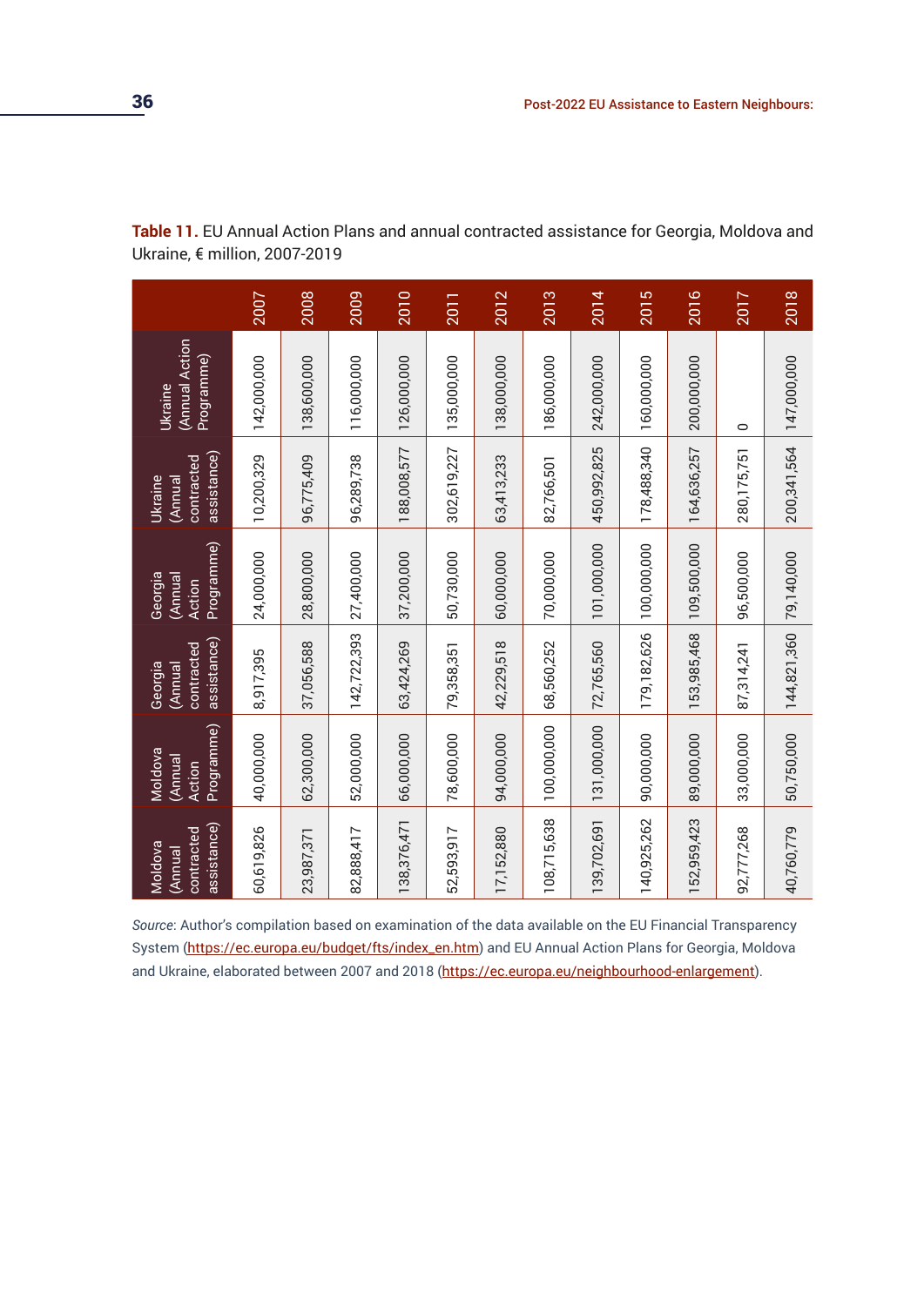**Table 11.** EU Annual Action Plans and annual contracted assistance for Georgia, Moldova and Ukraine, € million, 2007-2019

| | Ukraine (Annual Action Programme) | Ukraine (Annual contracted assistance) | Georgia (Annual Action Programme) | Georgia (Annual contracted assistance) | Moldova (Annual Action Programme) | Moldova (Annual contracted assistance) |
|---|---|---|---|---|---|---|
| 2007 | 142,000,000 | 10,200,329 | 24,000,000 | 8,917,395 | 40,000,000 | 60,619,826 |
| 2008 | 138,600,000 | 96,775,409 | 28,800,000 | 37,056,588 | 62,300,000 | 23,987,371 |
| 2009 | 116,000,000 | 96,289,738 | 27,400,000 | 142,722,393 | 52,000,000 | 82,888,417 |
| 2010 | 126,000,000 | 188,008,577 | 37,200,000 | 63,424,269 | 66,000,000 | 138,376,471 |
| 2011 | 135,000,000 | 302,619,227 | 50,730,000 | 79,358,351 | 78,600,000 | 52,593,917 |
| 2012 | 138,000,000 | 63,413,233 | 60,000,000 | 42,229,518 | 94,000,000 | 17,152,880 |
| 2013 | 186,000,000 | 82,766,501 | 70,000,000 | 68,560,252 | 100,000,000 | 108,715,638 |
| 2014 | 242,000,000 | 450,992,825 | 101,000,000 | 72,765,560 | 131,000,000 | 139,702,691 |
| 2015 | 160,000,000 | 178,488,340 | 100,000,000 | 179,182,626 | 90,000,000 | 140,925,262 |
| 2016 | 200,000,000 | 164,636,257 | 109,500,000 | 153,985,468 | 89,000,000 | 152,959,423 |
| 2017 | 0 | 280,175,751 | 96,500,000 | 87,314,241 | 33,000,000 | 92,777,268 |
| 2018 | 147,000,000 | 200,341,564 | 79,140,000 | 144,821,360 | 50,750,000 | 40,760,779 |

*Source*: Author's compilation based on examination of the data available on the EU Financial Transparency System (https://ec.europa.eu/budget/fts/index_en.htm) and EU Annual Action Plans for Georgia, Moldova and Ukraine, elaborated between 2007 and 2018 (https://ec.europa.eu/neighbourhood-enlargement).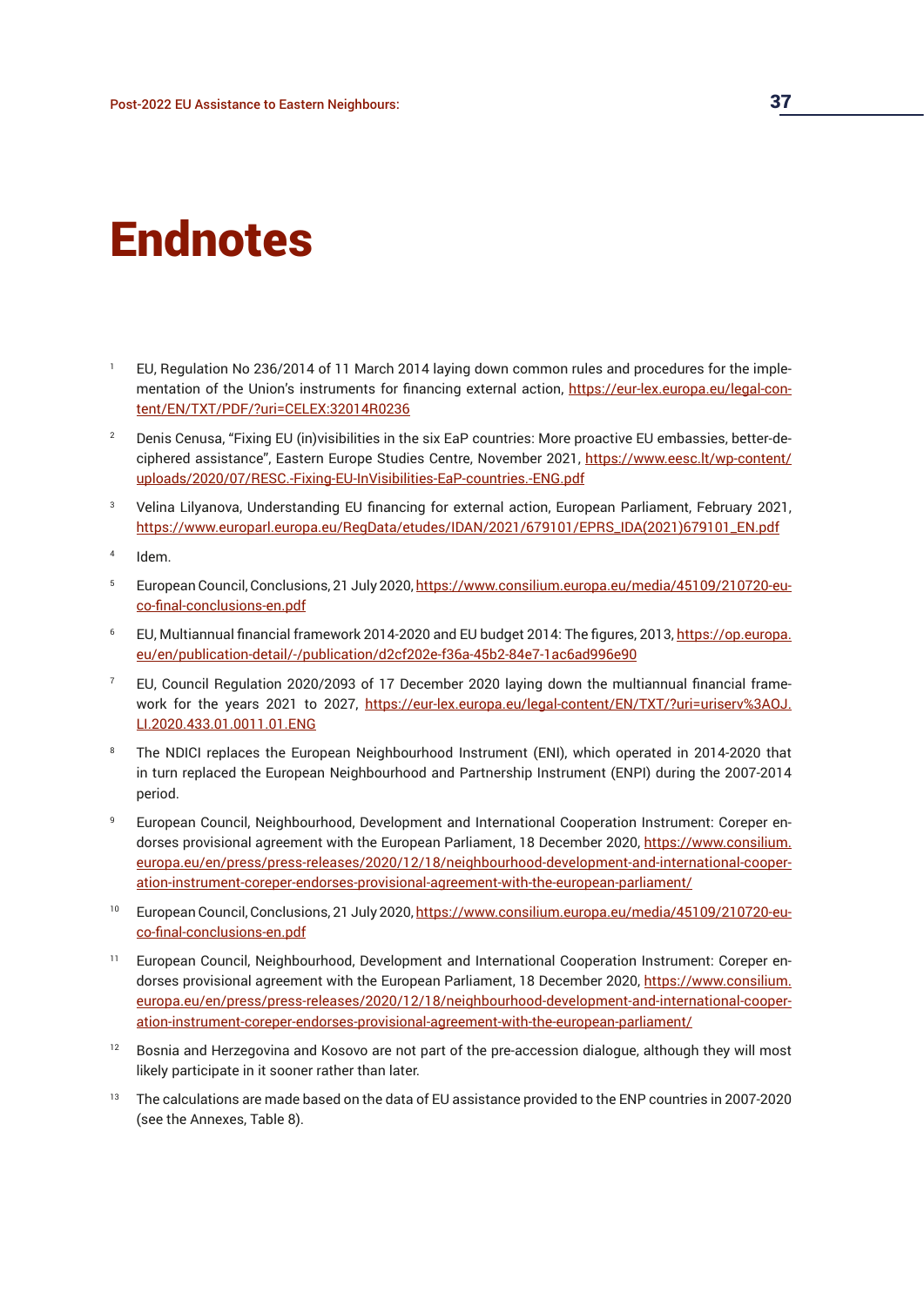# Endnotes

1. EU, Regulation No 236/2014 of 11 March 2014 laying down common rules and procedures for the implementation of the Union's instruments for financing external action, https://eur-lex.europa.eu/legal-content/EN/TXT/PDF/?uri=CELEX:32014R0236

2. Denis Cenusa, "Fixing EU (in)visibilities in the six EaP countries: More proactive EU embassies, better-deciphered assistance", Eastern Europe Studies Centre, November 2021, https://www.eesc.lt/wp-content/uploads/2020/07/RESC.-Fixing-EU-InVisibilities-EaP-countries.-ENG.pdf

3. Velina Lilyanova, Understanding EU financing for external action, European Parliament, February 2021, https://www.europarl.europa.eu/RegData/etudes/IDAN/2021/679101/EPRS_IDA(2021)679101_EN.pdf

4. Idem.

5. European Council, Conclusions, 21 July 2020, https://www.consilium.europa.eu/media/45109/210720-euco-final-conclusions-en.pdf

6. EU, Multiannual financial framework 2014-2020 and EU budget 2014: The figures, 2013, https://op.europa.eu/en/publication-detail/-/publication/d2cf202e-f36a-45b2-84e7-1ac6ad996e90

7. EU, Council Regulation 2020/2093 of 17 December 2020 laying down the multiannual financial framework for the years 2021 to 2027, https://eur-lex.europa.eu/legal-content/EN/TXT/?uri=uriserv%3AOJ.LI.2020.433.01.0011.01.ENG

8. The NDICI replaces the European Neighbourhood Instrument (ENI), which operated in 2014-2020 that in turn replaced the European Neighbourhood and Partnership Instrument (ENPI) during the 2007-2014 period.

9. European Council, Neighbourhood, Development and International Cooperation Instrument: Coreper endorses provisional agreement with the European Parliament, 18 December 2020, https://www.consilium.europa.eu/en/press/press-releases/2020/12/18/neighbourhood-development-and-international-cooperation-instrument-coreper-endorses-provisional-agreement-with-the-european-parliament/

10. European Council, Conclusions, 21 July 2020, https://www.consilium.europa.eu/media/45109/210720-euco-final-conclusions-en.pdf

11. European Council, Neighbourhood, Development and International Cooperation Instrument: Coreper endorses provisional agreement with the European Parliament, 18 December 2020, https://www.consilium.europa.eu/en/press/press-releases/2020/12/18/neighbourhood-development-and-international-cooperation-instrument-coreper-endorses-provisional-agreement-with-the-european-parliament/

12. Bosnia and Herzegovina and Kosovo are not part of the pre-accession dialogue, although they will most likely participate in it sooner rather than later.

13. The calculations are made based on the data of EU assistance provided to the ENP countries in 2007-2020 (see the Annexes, Table 8).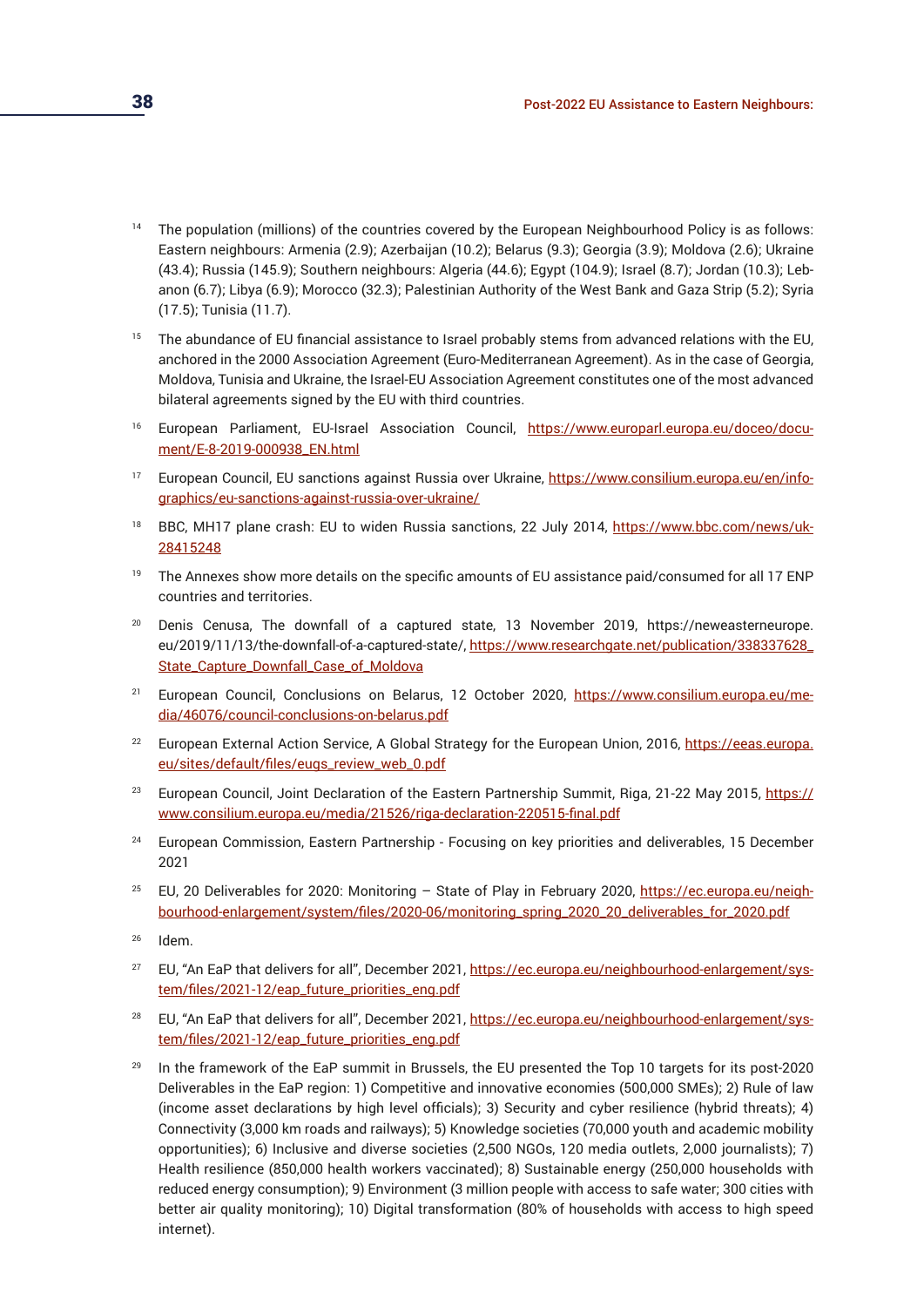[14] The population (millions) of the countries covered by the European Neighbourhood Policy is as follows: Eastern neighbours: Armenia (2.9); Azerbaijan (10.2); Belarus (9.3); Georgia (3.9); Moldova (2.6); Ukraine (43.4); Russia (145.9); Southern neighbours: Algeria (44.6); Egypt (104.9); Israel (8.7); Jordan (10.3); Lebanon (6.7); Libya (6.9); Morocco (32.3); Palestinian Authority of the West Bank and Gaza Strip (5.2); Syria (17.5); Tunisia (11.7).

[15] The abundance of EU financial assistance to Israel probably stems from advanced relations with the EU, anchored in the 2000 Association Agreement (Euro-Mediterranean Agreement). As in the case of Georgia, Moldova, Tunisia and Ukraine, the Israel-EU Association Agreement constitutes one of the most advanced bilateral agreements signed by the EU with third countries.

[16] European Parliament, EU-Israel Association Council, https://www.europarl.europa.eu/doceo/document/E-8-2019-000938_EN.html

[17] European Council, EU sanctions against Russia over Ukraine, https://www.consilium.europa.eu/en/infographics/eu-sanctions-against-russia-over-ukraine/

[18] BBC, MH17 plane crash: EU to widen Russia sanctions, 22 July 2014, https://www.bbc.com/news/uk-28415248

[19] The Annexes show more details on the specific amounts of EU assistance paid/consumed for all 17 ENP countries and territories.

[20] Denis Cenusa, The downfall of a captured state, 13 November 2019, https://neweasterneurope.eu/2019/11/13/the-downfall-of-a-captured-state/, https://www.researchgate.net/publication/338337628_State_Capture_Downfall_Case_of_Moldova

[21] European Council, Conclusions on Belarus, 12 October 2020, https://www.consilium.europa.eu/media/46076/council-conclusions-on-belarus.pdf

[22] European External Action Service, A Global Strategy for the European Union, 2016, https://eeas.europa.eu/sites/default/files/eugs_review_web_0.pdf

[23] European Council, Joint Declaration of the Eastern Partnership Summit, Riga, 21-22 May 2015, https://www.consilium.europa.eu/media/21526/riga-declaration-220515-final.pdf

[24] European Commission, Eastern Partnership - Focusing on key priorities and deliverables, 15 December 2021

[25] EU, 20 Deliverables for 2020: Monitoring – State of Play in February 2020, https://ec.europa.eu/neighbourhood-enlargement/system/files/2020-06/monitoring_spring_2020_20_deliverables_for_2020.pdf

[26] Idem.

[27] EU, "An EaP that delivers for all", December 2021, https://ec.europa.eu/neighbourhood-enlargement/system/files/2021-12/eap_future_priorities_eng.pdf

[28] EU, "An EaP that delivers for all", December 2021, https://ec.europa.eu/neighbourhood-enlargement/system/files/2021-12/eap_future_priorities_eng.pdf

[29] In the framework of the EaP summit in Brussels, the EU presented the Top 10 targets for its post-2020 Deliverables in the EaP region: 1) Competitive and innovative economies (500,000 SMEs); 2) Rule of law (income asset declarations by high level officials); 3) Security and cyber resilience (hybrid threats); 4) Connectivity (3,000 km roads and railways); 5) Knowledge societies (70,000 youth and academic mobility opportunities); 6) Inclusive and diverse societies (2,500 NGOs, 120 media outlets, 2,000 journalists); 7) Health resilience (850,000 health workers vaccinated); 8) Sustainable energy (250,000 households with reduced energy consumption); 9) Environment (3 million people with access to safe water; 300 cities with better air quality monitoring); 10) Digital transformation (80% of households with access to high speed internet).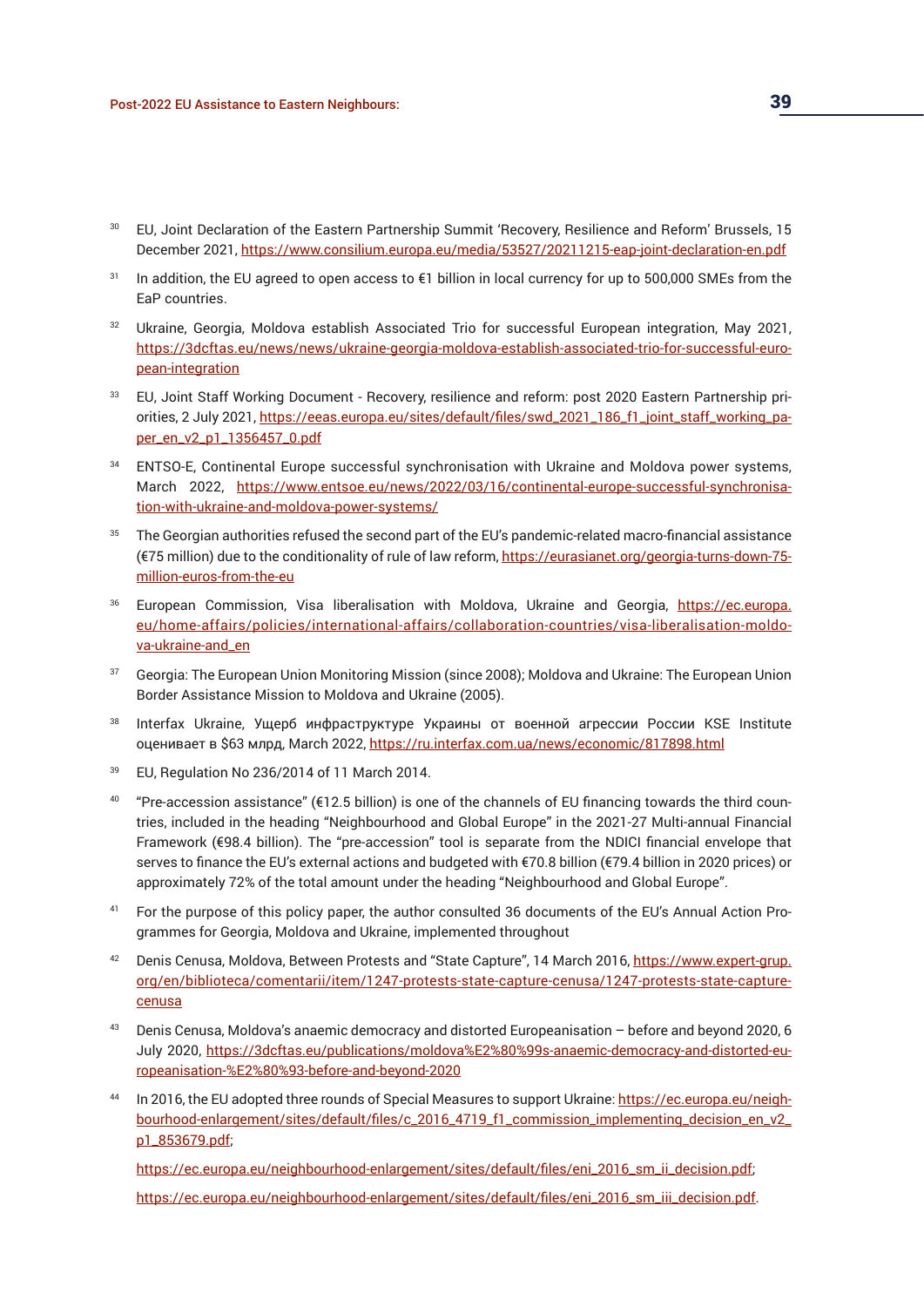[30] EU, Joint Declaration of the Eastern Partnership Summit 'Recovery, Resilience and Reform' Brussels, 15 December 2021, https://www.consilium.europa.eu/media/53527/20211215-eap-joint-declaration-en.pdf

[31] In addition, the EU agreed to open access to €1 billion in local currency for up to 500,000 SMEs from the EaP countries.

[32] Ukraine, Georgia, Moldova establish Associated Trio for successful European integration, May 2021, https://3dcftas.eu/news/news/ukraine-georgia-moldova-establish-associated-trio-for-successful-european-integration

[33] EU, Joint Staff Working Document - Recovery, resilience and reform: post 2020 Eastern Partnership priorities, 2 July 2021, https://eeas.europa.eu/sites/default/files/swd_2021_186_f1_joint_staff_working_paper_en_v2_p1_1356457_0.pdf

[34] ENTSO-E, Continental Europe successful synchronisation with Ukraine and Moldova power systems, March 2022, https://www.entsoe.eu/news/2022/03/16/continental-europe-successful-synchronisation-with-ukraine-and-moldova-power-systems/

[35] The Georgian authorities refused the second part of the EU's pandemic-related macro-financial assistance (€75 million) due to the conditionality of rule of law reform, https://eurasianet.org/georgia-turns-down-75-million-euros-from-the-eu

[36] European Commission, Visa liberalisation with Moldova, Ukraine and Georgia, https://ec.europa.eu/home-affairs/policies/international-affairs/collaboration-countries/visa-liberalisation-moldova-ukraine-and_en

[37] Georgia: The European Union Monitoring Mission (since 2008); Moldova and Ukraine: The European Union Border Assistance Mission to Moldova and Ukraine (2005).

[38] Interfax Ukraine, Ущерб инфраструктуре Украины от военной агрессии России KSE Institute оценивает в $63 млрд, March 2022, https://ru.interfax.com.ua/news/economic/817898.html

[39] EU, Regulation No 236/2014 of 11 March 2014.

[40] "Pre-accession assistance" (€12.5 billion) is one of the channels of EU financing towards the third countries, included in the heading "Neighbourhood and Global Europe" in the 2021-27 Multi-annual Financial Framework (€98.4 billion). The "pre-accession" tool is separate from the NDICI financial envelope that serves to finance the EU's external actions and budgeted with €70.8 billion (€79.4 billion in 2020 prices) or approximately 72% of the total amount under the heading "Neighbourhood and Global Europe".

[41] For the purpose of this policy paper, the author consulted 36 documents of the EU's Annual Action Programmes for Georgia, Moldova and Ukraine, implemented throughout

[42] Denis Cenusa, Moldova, Between Protests and "State Capture", 14 March 2016, https://www.expert-grup.org/en/biblioteca/comentarii/item/1247-protests-state-capture-cenusa/1247-protests-state-capture-cenusa

[43] Denis Cenusa, Moldova's anaemic democracy and distorted Europeanisation – before and beyond 2020, 6 July 2020, https://3dcftas.eu/publications/moldova%E2%80%99s-anaemic-democracy-and-distorted-europeanisation-%E2%80%93-before-and-beyond-2020

[44] In 2016, the EU adopted three rounds of Special Measures to support Ukraine: https://ec.europa.eu/neighbourhood-enlargement/sites/default/files/c_2016_4719_f1_commission_implementing_decision_en_v2_p1_853679.pdf;

https://ec.europa.eu/neighbourhood-enlargement/sites/default/files/eni_2016_sm_ii_decision.pdf;

https://ec.europa.eu/neighbourhood-enlargement/sites/default/files/eni_2016_sm_iii_decision.pdf.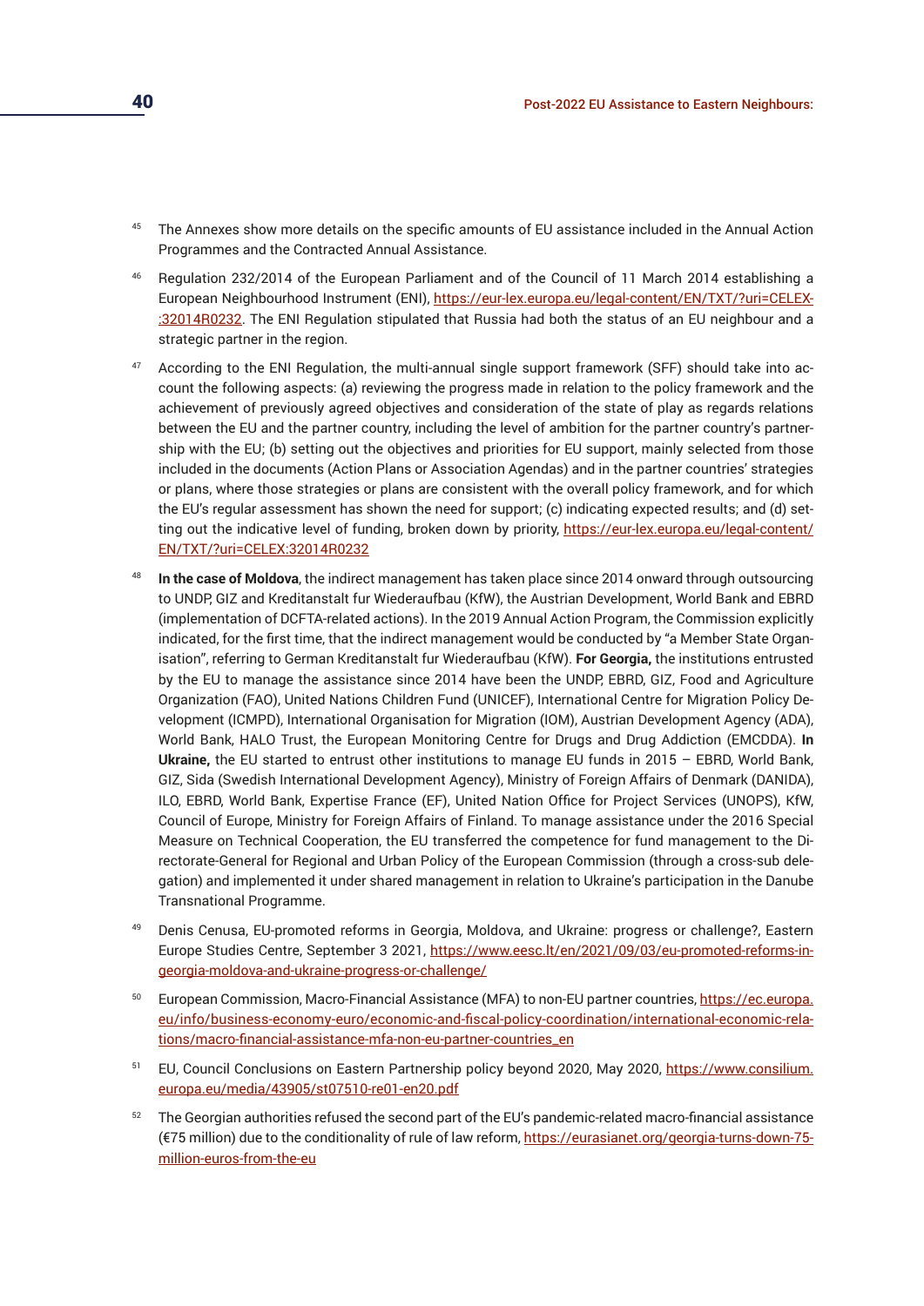[45] The Annexes show more details on the specific amounts of EU assistance included in the Annual Action Programmes and the Contracted Annual Assistance.

[46] Regulation 232/2014 of the European Parliament and of the Council of 11 March 2014 establishing a European Neighbourhood Instrument (ENI), https://eur-lex.europa.eu/legal-content/EN/TXT/?uri=CELEX:32014R0232. The ENI Regulation stipulated that Russia had both the status of an EU neighbour and a strategic partner in the region.

[47] According to the ENI Regulation, the multi-annual single support framework (SFF) should take into account the following aspects: (a) reviewing the progress made in relation to the policy framework and the achievement of previously agreed objectives and consideration of the state of play as regards relations between the EU and the partner country, including the level of ambition for the partner country's partnership with the EU; (b) setting out the objectives and priorities for EU support, mainly selected from those included in the documents (Action Plans or Association Agendas) and in the partner countries' strategies or plans, where those strategies or plans are consistent with the overall policy framework, and for which the EU's regular assessment has shown the need for support; (c) indicating expected results; and (d) setting out the indicative level of funding, broken down by priority, https://eur-lex.europa.eu/legal-content/EN/TXT/?uri=CELEX:32014R0232

[48] **In the case of Moldova**, the indirect management has taken place since 2014 onward through outsourcing to UNDP, GIZ and Kreditanstalt fur Wiederaufbau (KfW), the Austrian Development, World Bank and EBRD (implementation of DCFTA-related actions). In the 2019 Annual Action Program, the Commission explicitly indicated, for the first time, that the indirect management would be conducted by "a Member State Organisation", referring to German Kreditanstalt fur Wiederaufbau (KfW). **For Georgia,** the institutions entrusted by the EU to manage the assistance since 2014 have been the UNDP, EBRD, GIZ, Food and Agriculture Organization (FAO), United Nations Children Fund (UNICEF), International Centre for Migration Policy Development (ICMPD), International Organisation for Migration (IOM), Austrian Development Agency (ADA), World Bank, HALO Trust, the European Monitoring Centre for Drugs and Drug Addiction (EMCDDA). **In Ukraine,** the EU started to entrust other institutions to manage EU funds in 2015 – EBRD, World Bank, GIZ, Sida (Swedish International Development Agency), Ministry of Foreign Affairs of Denmark (DANIDA), ILO, EBRD, World Bank, Expertise France (EF), United Nation Office for Project Services (UNOPS), KfW, Council of Europe, Ministry for Foreign Affairs of Finland. To manage assistance under the 2016 Special Measure on Technical Cooperation, the EU transferred the competence for fund management to the Directorate-General for Regional and Urban Policy of the European Commission (through a cross-sub delegation) and implemented it under shared management in relation to Ukraine's participation in the Danube Transnational Programme.

[49] Denis Cenusa, EU-promoted reforms in Georgia, Moldova, and Ukraine: progress or challenge?, Eastern Europe Studies Centre, September 3 2021, https://www.eesc.lt/en/2021/09/03/eu-promoted-reforms-in-georgia-moldova-and-ukraine-progress-or-challenge/

[50] European Commission, Macro-Financial Assistance (MFA) to non-EU partner countries, https://ec.europa.eu/info/business-economy-euro/economic-and-fiscal-policy-coordination/international-economic-relations/macro-financial-assistance-mfa-non-eu-partner-countries_en

[51] EU, Council Conclusions on Eastern Partnership policy beyond 2020, May 2020, https://www.consilium.europa.eu/media/43905/st07510-re01-en20.pdf

[52] The Georgian authorities refused the second part of the EU's pandemic-related macro-financial assistance (€75 million) due to the conditionality of rule of law reform, https://eurasianet.org/georgia-turns-down-75-million-euros-from-the-eu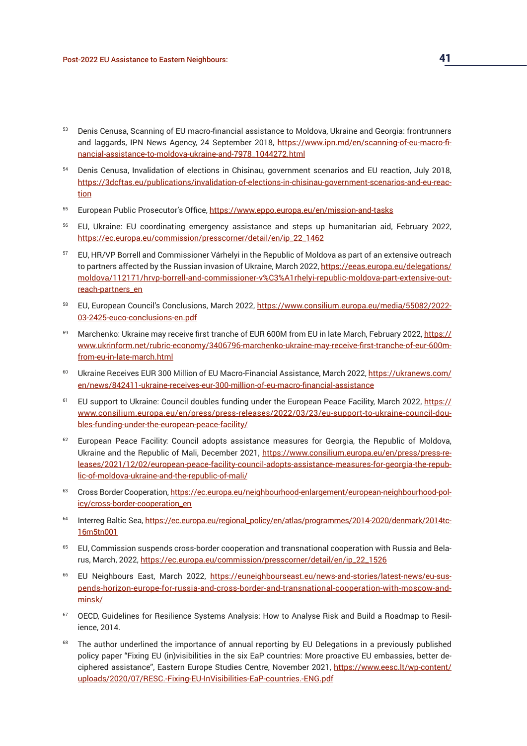[53] Denis Cenusa, Scanning of EU macro-financial assistance to Moldova, Ukraine and Georgia: frontrunners and laggards, IPN News Agency, 24 September 2018, https://www.ipn.md/en/scanning-of-eu-macro-financial-assistance-to-moldova-ukraine-and-7978_1044272.html

[54] Denis Cenusa, Invalidation of elections in Chisinau, government scenarios and EU reaction, July 2018, https://3dcftas.eu/publications/invalidation-of-elections-in-chisinau-government-scenarios-and-eu-reaction

[55] European Public Prosecutor's Office, https://www.eppo.europa.eu/en/mission-and-tasks

[56] EU, Ukraine: EU coordinating emergency assistance and steps up humanitarian aid, February 2022, https://ec.europa.eu/commission/presscorner/detail/en/ip_22_1462

[57] EU, HR/VP Borrell and Commissioner Várhelyi in the Republic of Moldova as part of an extensive outreach to partners affected by the Russian invasion of Ukraine, March 2022, https://eeas.europa.eu/delegations/moldova/112171/hrvp-borrell-and-commissioner-v%C3%A1rhelyi-republic-moldova-part-extensive-outreach-partners_en

[58] EU, European Council's Conclusions, March 2022, https://www.consilium.europa.eu/media/55082/2022-03-2425-euco-conclusions-en.pdf

[59] Marchenko: Ukraine may receive first tranche of EUR 600M from EU in late March, February 2022, https://www.ukrinform.net/rubric-economy/3406796-marchenko-ukraine-may-receive-first-tranche-of-eur-600m-from-eu-in-late-march.html

[60] Ukraine Receives EUR 300 Million of EU Macro-Financial Assistance, March 2022, https://ukranews.com/en/news/842411-ukraine-receives-eur-300-million-of-eu-macro-financial-assistance

[61] EU support to Ukraine: Council doubles funding under the European Peace Facility, March 2022, https://www.consilium.europa.eu/en/press/press-releases/2022/03/23/eu-support-to-ukraine-council-doubles-funding-under-the-european-peace-facility/

[62] European Peace Facility: Council adopts assistance measures for Georgia, the Republic of Moldova, Ukraine and the Republic of Mali, December 2021, https://www.consilium.europa.eu/en/press/press-releases/2021/12/02/european-peace-facility-council-adopts-assistance-measures-for-georgia-the-republic-of-moldova-ukraine-and-the-republic-of-mali/

[63] Cross Border Cooperation, https://ec.europa.eu/neighbourhood-enlargement/european-neighbourhood-policy/cross-border-cooperation_en

[64] Interreg Baltic Sea, https://ec.europa.eu/regional_policy/en/atlas/programmes/2014-2020/denmark/2014tc16m5tn001

[65] EU, Commission suspends cross-border cooperation and transnational cooperation with Russia and Belarus, March, 2022, https://ec.europa.eu/commission/presscorner/detail/en/ip_22_1526

[66] EU Neighbours East, March 2022, https://euneighbourseast.eu/news-and-stories/latest-news/eu-suspends-horizon-europe-for-russia-and-cross-border-and-transnational-cooperation-with-moscow-and-minsk/

[67] OECD, Guidelines for Resilience Systems Analysis: How to Analyse Risk and Build a Roadmap to Resilience, 2014.

[68] The author underlined the importance of annual reporting by EU Delegations in a previously published policy paper "Fixing EU (in)visibilities in the six EaP countries: More proactive EU embassies, better deciphered assistance", Eastern Europe Studies Centre, November 2021, https://www.eesc.lt/wp-content/uploads/2020/07/RESC.-Fixing-EU-InVisibilities-EaP-countries.-ENG.pdf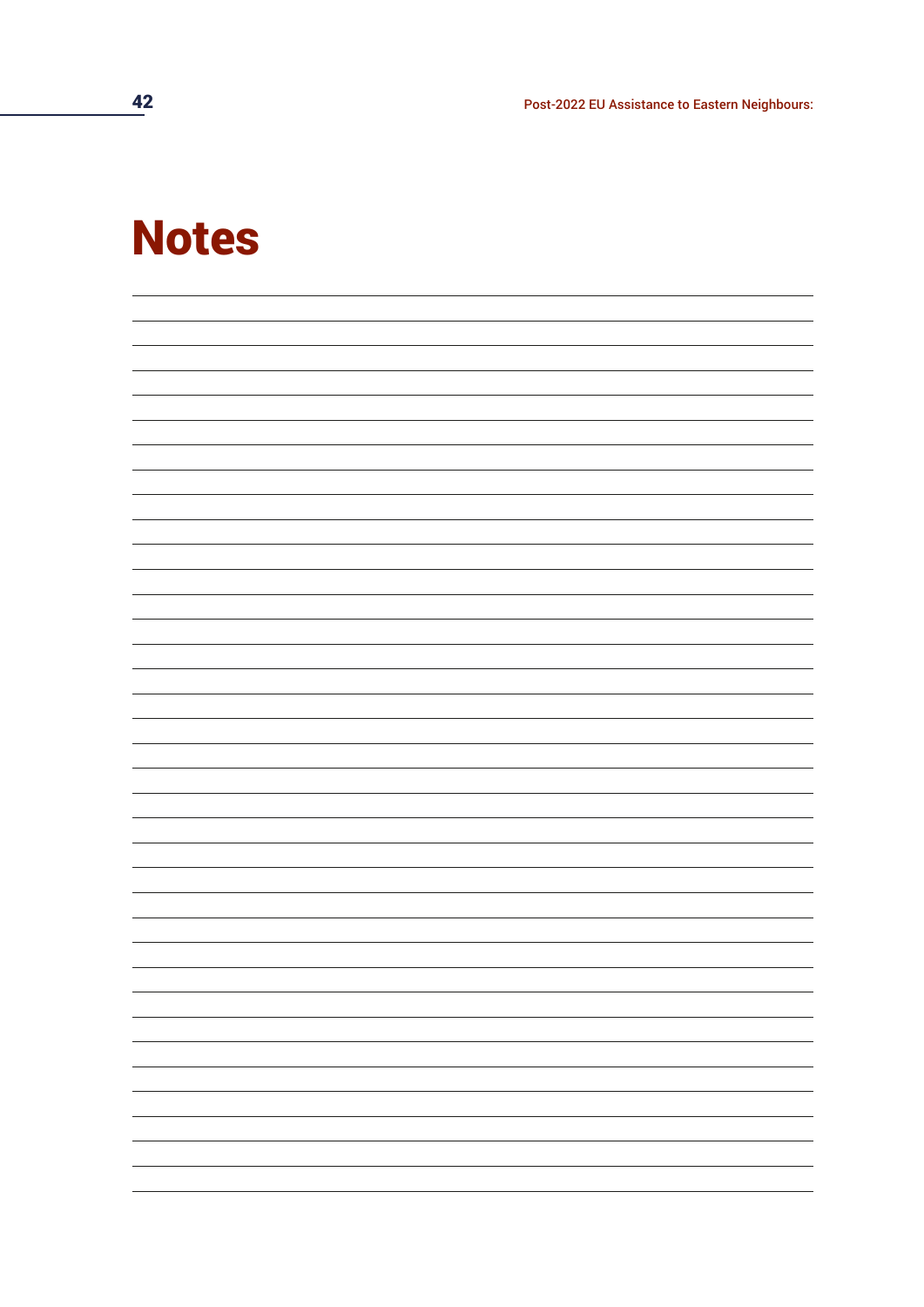# Notes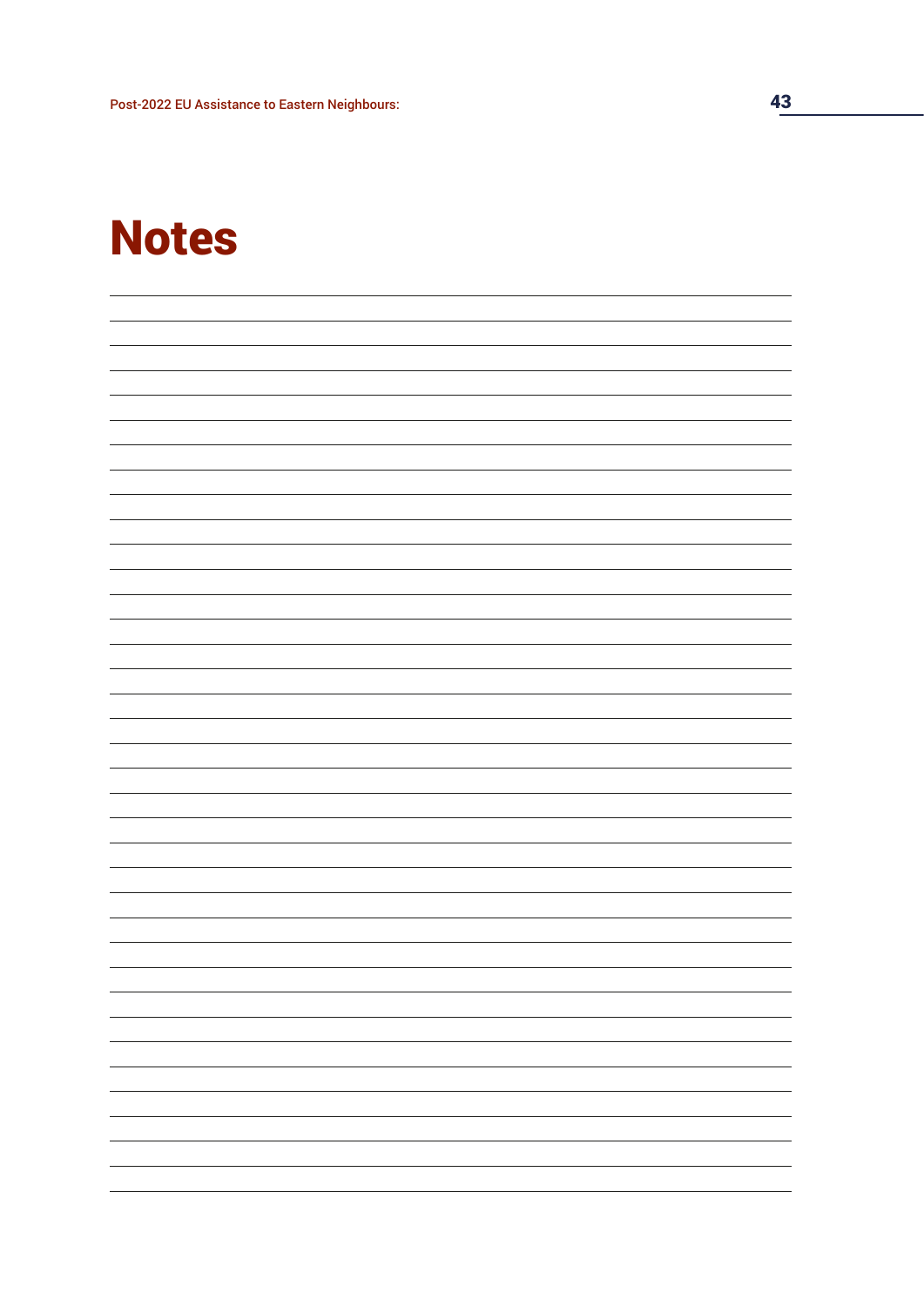# Notes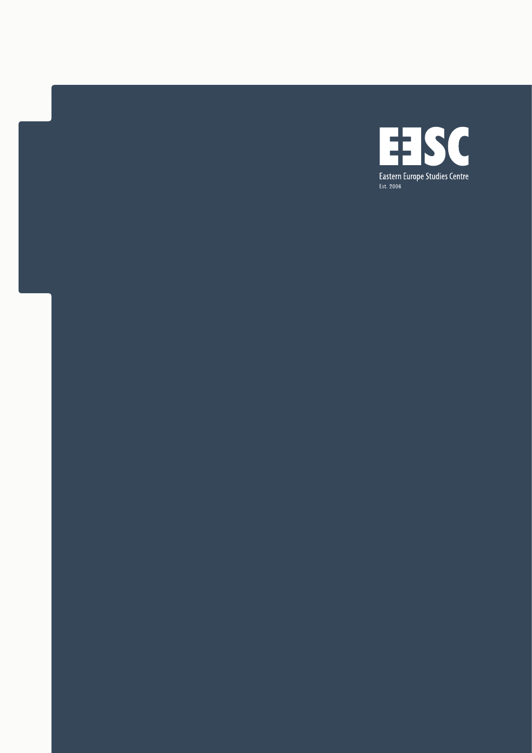EESC

Eastern Europe Studies Centre

Est. 2006